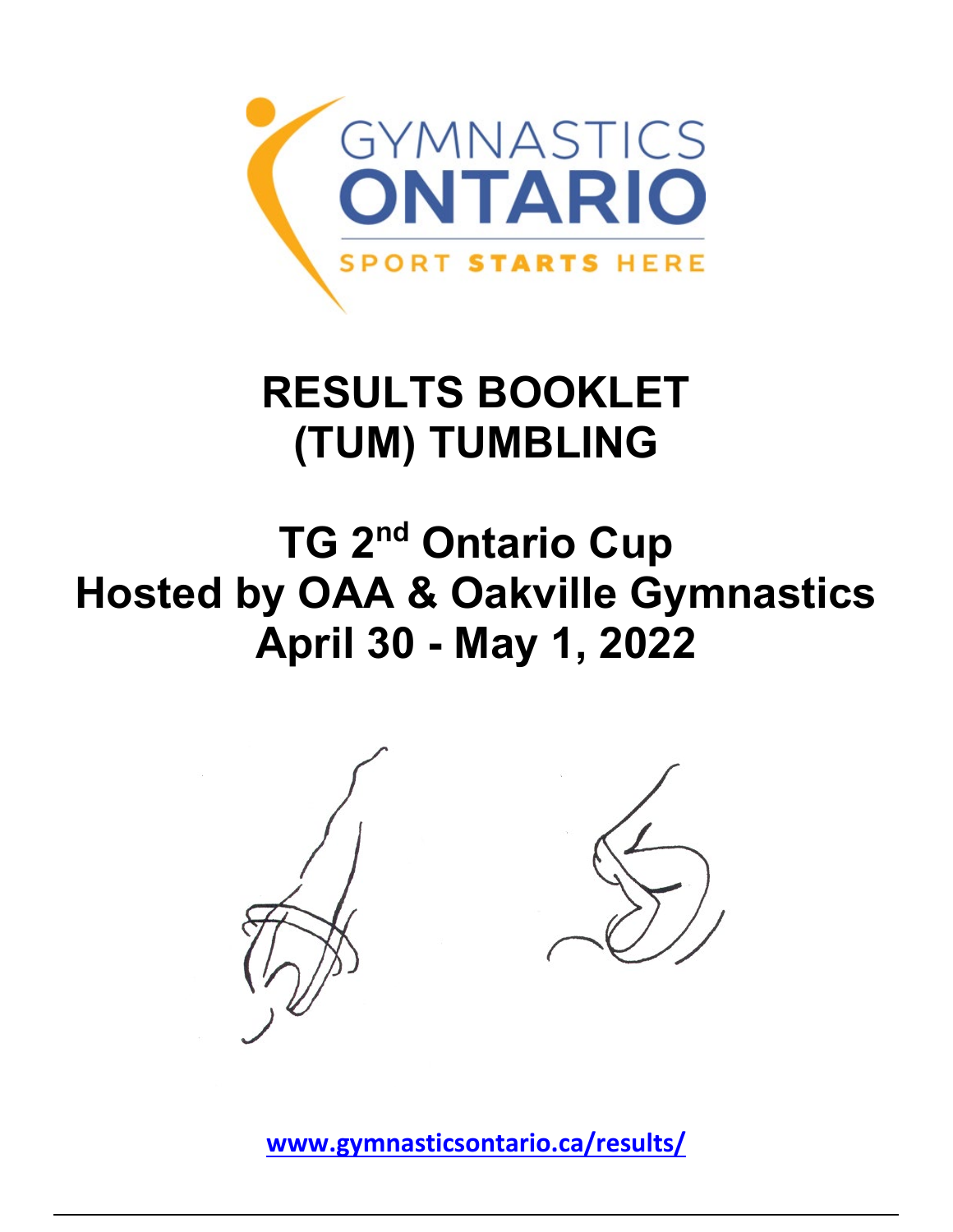GYMNASTICS ONTARIO

SPORT STARTS HERE

# RESULTS BOOKLET
# (TUM) TUMBLING

## TG 2nd Ontario Cup
## Hosted by OAA & Oakville Gymnastics
## April 30 - May 1, 2022

www.gymnasticsontario.ca/results/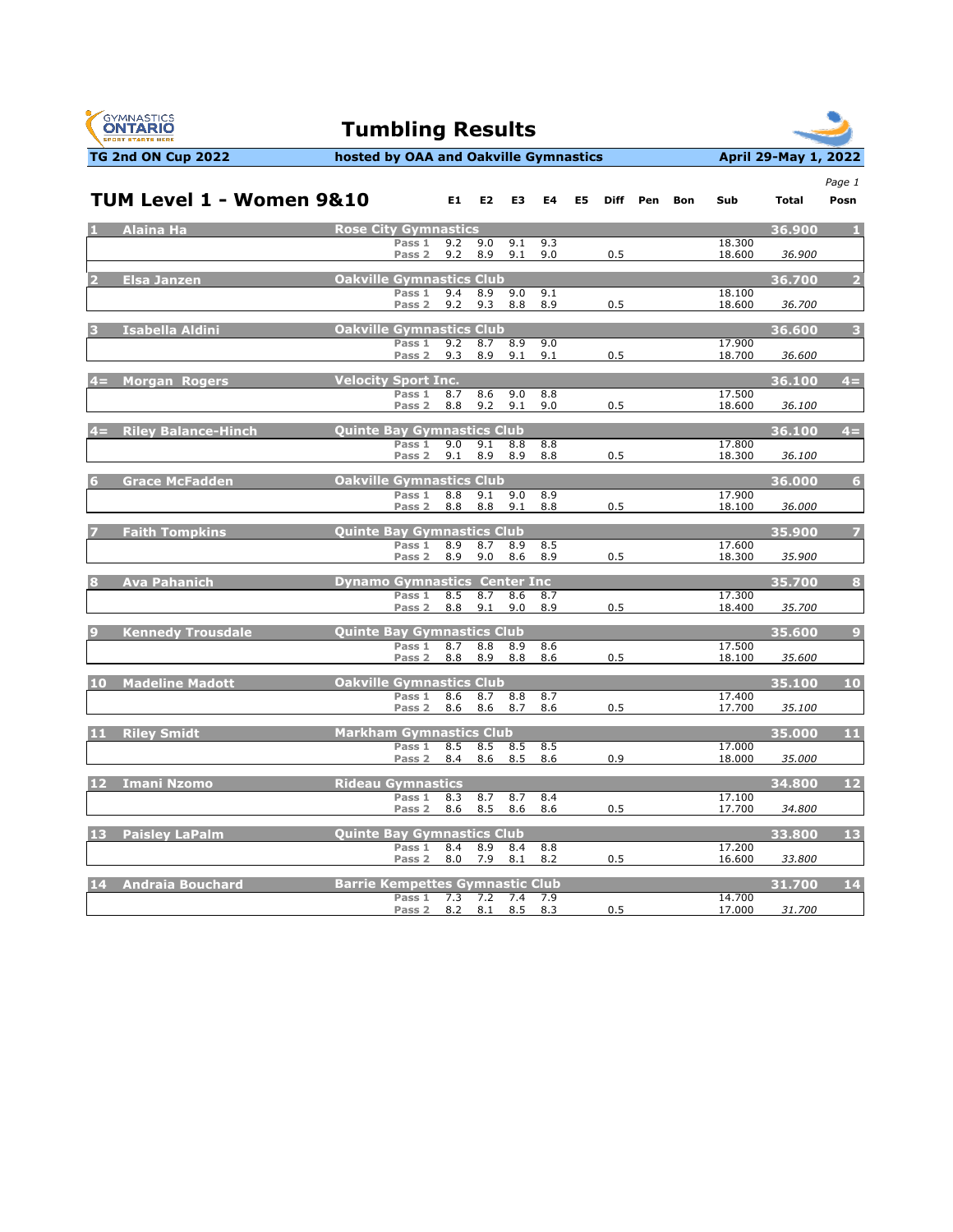# Tumbling Results

**TG 2nd ON Cup 2022** | **hosted by OAA and Oakville Gymnastics** | **April 29-May 1, 2022**

## TUM Level 1 - Women 9&10

| Posn | Name | Club | Pass | E1 | E2 | E3 | E4 | E5 | Diff | Pen | Bon | Sub | Total | Posn |
|---|---|---|---|---|---|---|---|---|---|---|---|---|---|---|
| 1 | Alaina Ha | Rose City Gymnastics | | | | | | | | | | | 36.900 | 1 |
| | | | Pass 1 | 9.2 | 9.0 | 9.1 | 9.3 | | | | | 18.300 | | |
| | | | Pass 2 | 9.2 | 8.9 | 9.1 | 9.0 | | 0.5 | | | 18.600 | *36.900* | |
| 2 | Elsa Janzen | Oakville Gymnastics Club | | | | | | | | | | | 36.700 | 2 |
| | | | Pass 1 | 9.4 | 8.9 | 9.0 | 9.1 | | | | | 18.100 | | |
| | | | Pass 2 | 9.2 | 9.3 | 8.8 | 8.9 | | 0.5 | | | 18.600 | *36.700* | |
| 3 | Isabella Aldini | Oakville Gymnastics Club | | | | | | | | | | | 36.600 | 3 |
| | | | Pass 1 | 9.2 | 8.7 | 8.9 | 9.0 | | | | | 17.900 | | |
| | | | Pass 2 | 9.3 | 8.9 | 9.1 | 9.1 | | 0.5 | | | 18.700 | *36.600* | |
| 4= | Morgan Rogers | Velocity Sport Inc. | | | | | | | | | | | 36.100 | 4= |
| | | | Pass 1 | 8.7 | 8.6 | 9.0 | 8.8 | | | | | 17.500 | | |
| | | | Pass 2 | 8.8 | 9.2 | 9.1 | 9.0 | | 0.5 | | | 18.600 | *36.100* | |
| 4= | Riley Balance-Hinch | Quinte Bay Gymnastics Club | | | | | | | | | | | 36.100 | 4= |
| | | | Pass 1 | 9.0 | 9.1 | 8.8 | 8.8 | | | | | 17.800 | | |
| | | | Pass 2 | 9.1 | 8.9 | 8.9 | 8.8 | | 0.5 | | | 18.300 | *36.100* | |
| 6 | Grace McFadden | Oakville Gymnastics Club | | | | | | | | | | | 36.000 | 6 |
| | | | Pass 1 | 8.8 | 9.1 | 9.0 | 8.9 | | | | | 17.900 | | |
| | | | Pass 2 | 8.8 | 8.8 | 9.1 | 8.8 | | 0.5 | | | 18.100 | *36.000* | |
| 7 | Faith Tompkins | Quinte Bay Gymnastics Club | | | | | | | | | | | 35.900 | 7 |
| | | | Pass 1 | 8.9 | 8.7 | 8.9 | 8.5 | | | | | 17.600 | | |
| | | | Pass 2 | 8.9 | 9.0 | 8.6 | 8.9 | | 0.5 | | | 18.300 | *35.900* | |
| 8 | Ava Pahanich | Dynamo Gymnastics Center Inc | | | | | | | | | | | 35.700 | 8 |
| | | | Pass 1 | 8.5 | 8.7 | 8.6 | 8.7 | | | | | 17.300 | | |
| | | | Pass 2 | 8.8 | 9.1 | 9.0 | 8.9 | | 0.5 | | | 18.400 | *35.700* | |
| 9 | Kennedy Trousdale | Quinte Bay Gymnastics Club | | | | | | | | | | | 35.600 | 9 |
| | | | Pass 1 | 8.7 | 8.8 | 8.9 | 8.6 | | | | | 17.500 | | |
| | | | Pass 2 | 8.8 | 8.9 | 8.8 | 8.6 | | 0.5 | | | 18.100 | *35.600* | |
| 10 | Madeline Madott | Oakville Gymnastics Club | | | | | | | | | | | 35.100 | 10 |
| | | | Pass 1 | 8.6 | 8.7 | 8.8 | 8.7 | | | | | 17.400 | | |
| | | | Pass 2 | 8.6 | 8.6 | 8.7 | 8.6 | | 0.5 | | | 17.700 | *35.100* | |
| 11 | Riley Smidt | Markham Gymnastics Club | | | | | | | | | | | 35.000 | 11 |
| | | | Pass 1 | 8.5 | 8.5 | 8.5 | 8.5 | | | | | 17.000 | | |
| | | | Pass 2 | 8.4 | 8.6 | 8.5 | 8.6 | | 0.9 | | | 18.000 | *35.000* | |
| 12 | Imani Nzomo | Rideau Gymnastics | | | | | | | | | | | 34.800 | 12 |
| | | | Pass 1 | 8.3 | 8.7 | 8.7 | 8.4 | | | | | 17.100 | | |
| | | | Pass 2 | 8.6 | 8.5 | 8.6 | 8.6 | | 0.5 | | | 17.700 | *34.800* | |
| 13 | Paisley LaPalm | Quinte Bay Gymnastics Club | | | | | | | | | | | 33.800 | 13 |
| | | | Pass 1 | 8.4 | 8.9 | 8.4 | 8.8 | | | | | 17.200 | | |
| | | | Pass 2 | 8.0 | 7.9 | 8.1 | 8.2 | | 0.5 | | | 16.600 | *33.800* | |
| 14 | Andraia Bouchard | Barrie Kempettes Gymnastic Club | | | | | | | | | | | 31.700 | 14 |
| | | | Pass 1 | 7.3 | 7.2 | 7.4 | 7.9 | | | | | 14.700 | | |
| | | | Pass 2 | 8.2 | 8.1 | 8.5 | 8.3 | | 0.5 | | | 17.000 | *31.700* | |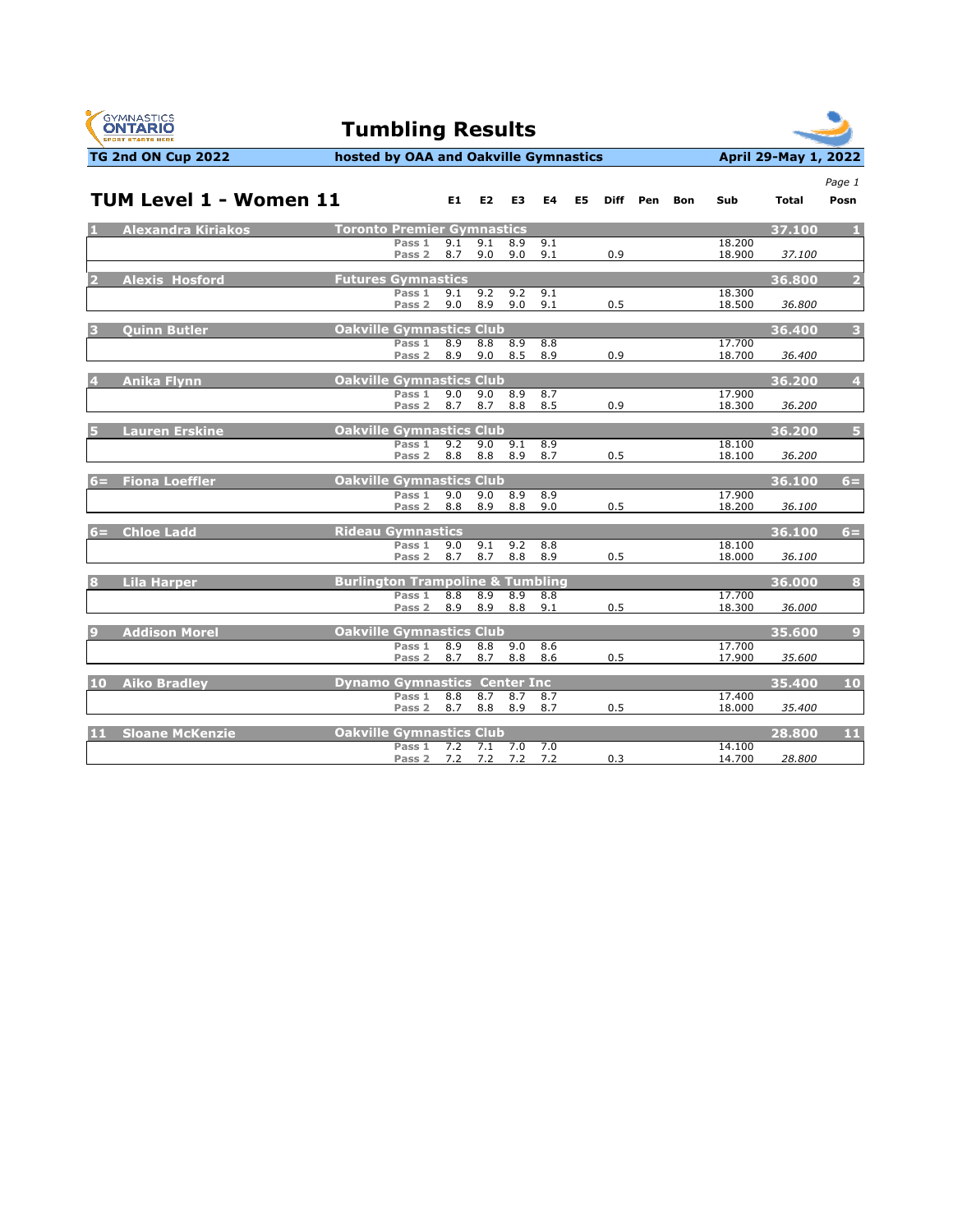# Tumbling Results

**TG 2nd ON Cup 2022** — **hosted by OAA and Oakville Gymnastics** — **April 29-May 1, 2022**

## TUM Level 1 - Women 11

| Posn | Name | Club | Pass | E1 | E2 | E3 | E4 | E5 | Diff | Pen | Bon | Sub | Total | Posn |
|---|---|---|---|---|---|---|---|---|---|---|---|---|---|---|
| 1 | Alexandra Kiriakos | Toronto Premier Gymnastics | | | | | | | | | | | 37.100 | 1 |
| | | | Pass 1 | 9.1 | 9.1 | 8.9 | 9.1 | | | | | 18.200 | | |
| | | | Pass 2 | 8.7 | 9.0 | 9.0 | 9.1 | | 0.9 | | | 18.900 | 37.100 | |
| 2 | Alexis Hosford | Futures Gymnastics | | | | | | | | | | | 36.800 | 2 |
| | | | Pass 1 | 9.1 | 9.2 | 9.2 | 9.1 | | | | | 18.300 | | |
| | | | Pass 2 | 9.0 | 8.9 | 9.0 | 9.1 | | 0.5 | | | 18.500 | 36.800 | |
| 3 | Quinn Butler | Oakville Gymnastics Club | | | | | | | | | | | 36.400 | 3 |
| | | | Pass 1 | 8.9 | 8.8 | 8.9 | 8.8 | | | | | 17.700 | | |
| | | | Pass 2 | 8.9 | 9.0 | 8.5 | 8.9 | | 0.9 | | | 18.700 | 36.400 | |
| 4 | Anika Flynn | Oakville Gymnastics Club | | | | | | | | | | | 36.200 | 4 |
| | | | Pass 1 | 9.0 | 9.0 | 8.9 | 8.7 | | | | | 17.900 | | |
| | | | Pass 2 | 8.7 | 8.7 | 8.8 | 8.5 | | 0.9 | | | 18.300 | 36.200 | |
| 5 | Lauren Erskine | Oakville Gymnastics Club | | | | | | | | | | | 36.200 | 5 |
| | | | Pass 1 | 9.2 | 9.0 | 9.1 | 8.9 | | | | | 18.100 | | |
| | | | Pass 2 | 8.8 | 8.8 | 8.9 | 8.7 | | 0.5 | | | 18.100 | 36.200 | |
| 6= | Fiona Loeffler | Oakville Gymnastics Club | | | | | | | | | | | 36.100 | 6= |
| | | | Pass 1 | 9.0 | 9.0 | 8.9 | 8.9 | | | | | 17.900 | | |
| | | | Pass 2 | 8.8 | 8.9 | 8.8 | 9.0 | | 0.5 | | | 18.200 | 36.100 | |
| 6= | Chloe Ladd | Rideau Gymnastics | | | | | | | | | | | 36.100 | 6= |
| | | | Pass 1 | 9.0 | 9.1 | 9.2 | 8.8 | | | | | 18.100 | | |
| | | | Pass 2 | 8.7 | 8.7 | 8.8 | 8.9 | | 0.5 | | | 18.000 | 36.100 | |
| 8 | Lila Harper | Burlington Trampoline & Tumbling | | | | | | | | | | | 36.000 | 8 |
| | | | Pass 1 | 8.8 | 8.9 | 8.9 | 8.8 | | | | | 17.700 | | |
| | | | Pass 2 | 8.9 | 8.9 | 8.8 | 9.1 | | 0.5 | | | 18.300 | 36.000 | |
| 9 | Addison Morel | Oakville Gymnastics Club | | | | | | | | | | | 35.600 | 9 |
| | | | Pass 1 | 8.9 | 8.8 | 9.0 | 8.6 | | | | | 17.700 | | |
| | | | Pass 2 | 8.7 | 8.7 | 8.8 | 8.6 | | 0.5 | | | 17.900 | 35.600 | |
| 10 | Aiko Bradley | Dynamo Gymnastics Center Inc | | | | | | | | | | | 35.400 | 10 |
| | | | Pass 1 | 8.8 | 8.7 | 8.7 | 8.7 | | | | | 17.400 | | |
| | | | Pass 2 | 8.7 | 8.8 | 8.9 | 8.7 | | 0.5 | | | 18.000 | 35.400 | |
| 11 | Sloane McKenzie | Oakville Gymnastics Club | | | | | | | | | | | 28.800 | 11 |
| | | | Pass 1 | 7.2 | 7.1 | 7.0 | 7.0 | | | | | 14.100 | | |
| | | | Pass 2 | 7.2 | 7.2 | 7.2 | 7.2 | | 0.3 | | | 14.700 | 28.800 | |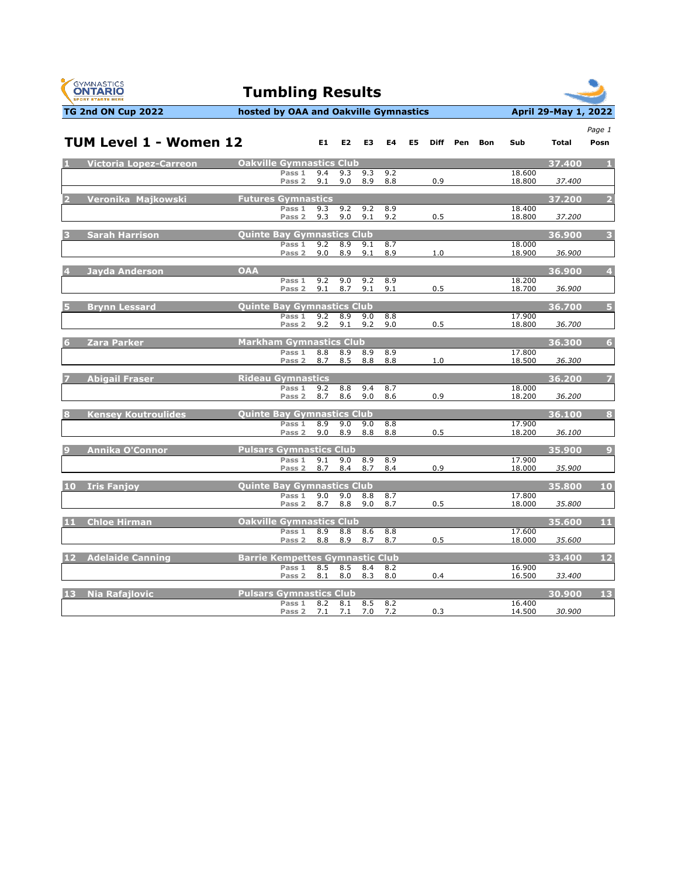# Tumbling Results

**TG 2nd ON Cup 2022** | **hosted by OAA and Oakville Gymnastics** | **April 29-May 1, 2022**

## TUM Level 1 - Women 12

| # | Name | Club | Pass | E1 | E2 | E3 | E4 | E5 | Diff | Pen | Bon | Sub | Total | Posn |
|---|---|---|---|---|---|---|---|---|---|---|---|---|---|---|
| 1 | Victoria Lopez-Carreon | Oakville Gymnastics Club | | | | | | | | | | | 37.400 | 1 |
| | | | Pass 1 | 9.4 | 9.3 | 9.3 | 9.2 | | | | | 18.600 | | |
| | | | Pass 2 | 9.1 | 9.0 | 8.9 | 8.8 | | 0.9 | | | 18.800 | 37.400 | |
| 2 | Veronika Majkowski | Futures Gymnastics | | | | | | | | | | | 37.200 | 2 |
| | | | Pass 1 | 9.3 | 9.2 | 9.2 | 8.9 | | | | | 18.400 | | |
| | | | Pass 2 | 9.3 | 9.0 | 9.1 | 9.2 | | 0.5 | | | 18.800 | 37.200 | |
| 3 | Sarah Harrison | Quinte Bay Gymnastics Club | | | | | | | | | | | 36.900 | 3 |
| | | | Pass 1 | 9.2 | 8.9 | 9.1 | 8.7 | | | | | 18.000 | | |
| | | | Pass 2 | 9.0 | 8.9 | 9.1 | 8.9 | | 1.0 | | | 18.900 | 36.900 | |
| 4 | Jayda Anderson | OAA | | | | | | | | | | | 36.900 | 4 |
| | | | Pass 1 | 9.2 | 9.0 | 9.2 | 8.9 | | | | | 18.200 | | |
| | | | Pass 2 | 9.1 | 8.7 | 9.1 | 9.1 | | 0.5 | | | 18.700 | 36.900 | |
| 5 | Brynn Lessard | Quinte Bay Gymnastics Club | | | | | | | | | | | 36.700 | 5 |
| | | | Pass 1 | 9.2 | 8.9 | 9.0 | 8.8 | | | | | 17.900 | | |
| | | | Pass 2 | 9.2 | 9.1 | 9.2 | 9.0 | | 0.5 | | | 18.800 | 36.700 | |
| 6 | Zara Parker | Markham Gymnastics Club | | | | | | | | | | | 36.300 | 6 |
| | | | Pass 1 | 8.8 | 8.9 | 8.9 | 8.9 | | | | | 17.800 | | |
| | | | Pass 2 | 8.7 | 8.5 | 8.8 | 8.8 | | 1.0 | | | 18.500 | 36.300 | |
| 7 | Abigail Fraser | Rideau Gymnastics | | | | | | | | | | | 36.200 | 7 |
| | | | Pass 1 | 9.2 | 8.8 | 9.4 | 8.7 | | | | | 18.000 | | |
| | | | Pass 2 | 8.7 | 8.6 | 9.0 | 8.6 | | 0.9 | | | 18.200 | 36.200 | |
| 8 | Kensey Koutroulides | Quinte Bay Gymnastics Club | | | | | | | | | | | 36.100 | 8 |
| | | | Pass 1 | 8.9 | 9.0 | 9.0 | 8.8 | | | | | 17.900 | | |
| | | | Pass 2 | 9.0 | 8.9 | 8.8 | 8.8 | | 0.5 | | | 18.200 | 36.100 | |
| 9 | Annika O'Connor | Pulsars Gymnastics Club | | | | | | | | | | | 35.900 | 9 |
| | | | Pass 1 | 9.1 | 9.0 | 8.9 | 8.9 | | | | | 17.900 | | |
| | | | Pass 2 | 8.7 | 8.4 | 8.7 | 8.4 | | 0.9 | | | 18.000 | 35.900 | |
| 10 | Iris Fanjoy | Quinte Bay Gymnastics Club | | | | | | | | | | | 35.800 | 10 |
| | | | Pass 1 | 9.0 | 9.0 | 8.8 | 8.7 | | | | | 17.800 | | |
| | | | Pass 2 | 8.7 | 8.8 | 9.0 | 8.7 | | 0.5 | | | 18.000 | 35.800 | |
| 11 | Chloe Hirman | Oakville Gymnastics Club | | | | | | | | | | | 35.600 | 11 |
| | | | Pass 1 | 8.9 | 8.8 | 8.6 | 8.8 | | | | | 17.600 | | |
| | | | Pass 2 | 8.8 | 8.9 | 8.7 | 8.7 | | 0.5 | | | 18.000 | 35.600 | |
| 12 | Adelaide Canning | Barrie Kempettes Gymnastic Club | | | | | | | | | | | 33.400 | 12 |
| | | | Pass 1 | 8.5 | 8.5 | 8.4 | 8.2 | | | | | 16.900 | | |
| | | | Pass 2 | 8.1 | 8.0 | 8.3 | 8.0 | | 0.4 | | | 16.500 | 33.400 | |
| 13 | Nia Rafajlovic | Pulsars Gymnastics Club | | | | | | | | | | | 30.900 | 13 |
| | | | Pass 1 | 8.2 | 8.1 | 8.5 | 8.2 | | | | | 16.400 | | |
| | | | Pass 2 | 7.1 | 7.1 | 7.0 | 7.2 | | 0.3 | | | 14.500 | 30.900 | |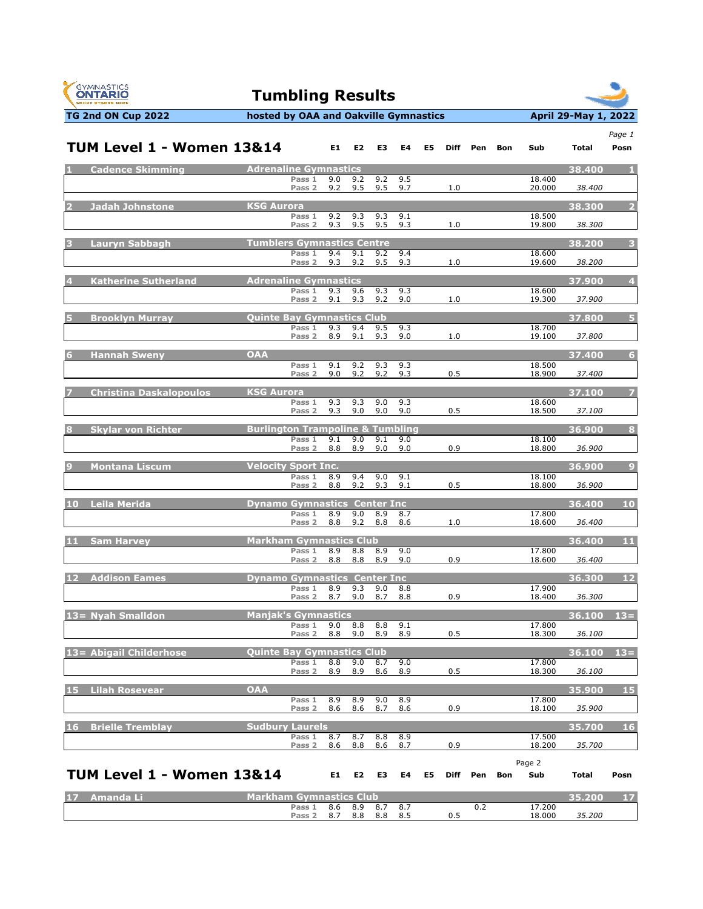# Tumbling Results

**TG 2nd ON Cup 2022** — **hosted by OAA and Oakville Gymnastics** — **April 29-May 1, 2022**

## TUM Level 1 - Women 13&14

| Posn | Name | Club | Pass | E1 | E2 | E3 | E4 | E5 | Diff | Pen | Bon | Sub | Total | Posn |
|---|---|---|---|---|---|---|---|---|---|---|---|---|---|---|
| 1 | Cadence Skimming | Adrenaline Gymnastics | | | | | | | | | | | 38.400 | 1 |
| | | | Pass 1 | 9.0 | 9.2 | 9.2 | 9.5 | | | | | 18.400 | | |
| | | | Pass 2 | 9.2 | 9.5 | 9.5 | 9.7 | | 1.0 | | | 20.000 | 38.400 | |
| 2 | Jadah Johnstone | KSG Aurora | | | | | | | | | | | 38.300 | 2 |
| | | | Pass 1 | 9.2 | 9.3 | 9.3 | 9.1 | | | | | 18.500 | | |
| | | | Pass 2 | 9.3 | 9.5 | 9.5 | 9.3 | | 1.0 | | | 19.800 | 38.300 | |
| 3 | Lauryn Sabbagh | Tumblers Gymnastics Centre | | | | | | | | | | | 38.200 | 3 |
| | | | Pass 1 | 9.4 | 9.1 | 9.2 | 9.4 | | | | | 18.600 | | |
| | | | Pass 2 | 9.3 | 9.2 | 9.5 | 9.3 | | 1.0 | | | 19.600 | 38.200 | |
| 4 | Katherine Sutherland | Adrenaline Gymnastics | | | | | | | | | | | 37.900 | 4 |
| | | | Pass 1 | 9.3 | 9.6 | 9.3 | 9.3 | | | | | 18.600 | | |
| | | | Pass 2 | 9.1 | 9.3 | 9.2 | 9.0 | | 1.0 | | | 19.300 | 37.900 | |
| 5 | Brooklyn Murray | Quinte Bay Gymnastics Club | | | | | | | | | | | 37.800 | 5 |
| | | | Pass 1 | 9.3 | 9.4 | 9.5 | 9.3 | | | | | 18.700 | | |
| | | | Pass 2 | 8.9 | 9.1 | 9.3 | 9.0 | | 1.0 | | | 19.100 | 37.800 | |
| 6 | Hannah Sweny | OAA | | | | | | | | | | | 37.400 | 6 |
| | | | Pass 1 | 9.1 | 9.2 | 9.3 | 9.3 | | | | | 18.500 | | |
| | | | Pass 2 | 9.0 | 9.2 | 9.2 | 9.3 | | 0.5 | | | 18.900 | 37.400 | |
| 7 | Christina Daskalopoulos | KSG Aurora | | | | | | | | | | | 37.100 | 7 |
| | | | Pass 1 | 9.3 | 9.3 | 9.0 | 9.3 | | | | | 18.600 | | |
| | | | Pass 2 | 9.3 | 9.0 | 9.0 | 9.0 | | 0.5 | | | 18.500 | 37.100 | |
| 8 | Skylar von Richter | Burlington Trampoline & Tumbling | | | | | | | | | | | 36.900 | 8 |
| | | | Pass 1 | 9.1 | 9.0 | 9.1 | 9.0 | | | | | 18.100 | | |
| | | | Pass 2 | 8.8 | 8.9 | 9.0 | 9.0 | | 0.9 | | | 18.800 | 36.900 | |
| 9 | Montana Liscum | Velocity Sport Inc. | | | | | | | | | | | 36.900 | 9 |
| | | | Pass 1 | 8.9 | 9.4 | 9.0 | 9.1 | | | | | 18.100 | | |
| | | | Pass 2 | 8.8 | 9.2 | 9.3 | 9.1 | | 0.5 | | | 18.800 | 36.900 | |
| 10 | Leila Merida | Dynamo Gymnastics Center Inc | | | | | | | | | | | 36.400 | 10 |
| | | | Pass 1 | 8.9 | 9.0 | 8.9 | 8.7 | | | | | 17.800 | | |
| | | | Pass 2 | 8.8 | 9.2 | 8.8 | 8.6 | | 1.0 | | | 18.600 | 36.400 | |
| 11 | Sam Harvey | Markham Gymnastics Club | | | | | | | | | | | 36.400 | 11 |
| | | | Pass 1 | 8.9 | 8.8 | 8.9 | 9.0 | | | | | 17.800 | | |
| | | | Pass 2 | 8.8 | 8.8 | 8.9 | 9.0 | | 0.9 | | | 18.600 | 36.400 | |
| 12 | Addison Eames | Dynamo Gymnastics Center Inc | | | | | | | | | | | 36.300 | 12 |
| | | | Pass 1 | 8.9 | 9.3 | 9.0 | 8.8 | | | | | 17.900 | | |
| | | | Pass 2 | 8.7 | 9.0 | 8.7 | 8.8 | | 0.9 | | | 18.400 | 36.300 | |
| 13= | Nyah Smalldon | Manjak's Gymnastics | | | | | | | | | | | 36.100 | 13= |
| | | | Pass 1 | 9.0 | 8.8 | 8.8 | 9.1 | | | | | 17.800 | | |
| | | | Pass 2 | 8.8 | 9.0 | 8.9 | 8.9 | | 0.5 | | | 18.300 | 36.100 | |
| 13= | Abigail Childerhose | Quinte Bay Gymnastics Club | | | | | | | | | | | 36.100 | 13= |
| | | | Pass 1 | 8.8 | 9.0 | 8.7 | 9.0 | | | | | 17.800 | | |
| | | | Pass 2 | 8.9 | 8.9 | 8.6 | 8.9 | | 0.5 | | | 18.300 | 36.100 | |
| 15 | Lilah Rosevear | OAA | | | | | | | | | | | 35.900 | 15 |
| | | | Pass 1 | 8.9 | 8.9 | 9.0 | 8.9 | | | | | 17.800 | | |
| | | | Pass 2 | 8.6 | 8.6 | 8.7 | 8.6 | | 0.9 | | | 18.100 | 35.900 | |
| 16 | Brielle Tremblay | Sudbury Laurels | | | | | | | | | | | 35.700 | 16 |
| | | | Pass 1 | 8.7 | 8.7 | 8.8 | 8.9 | | | | | 17.500 | | |
| | | | Pass 2 | 8.6 | 8.8 | 8.6 | 8.7 | | 0.9 | | | 18.200 | 35.700 | |
| 17 | Amanda Li | Markham Gymnastics Club | | | | | | | | | | | 35.200 | 17 |
| | | | Pass 1 | 8.6 | 8.9 | 8.7 | 8.7 | | | 0.2 | | 17.200 | | |
| | | | Pass 2 | 8.7 | 8.8 | 8.8 | 8.5 | | 0.5 | | | 18.000 | 35.200 | |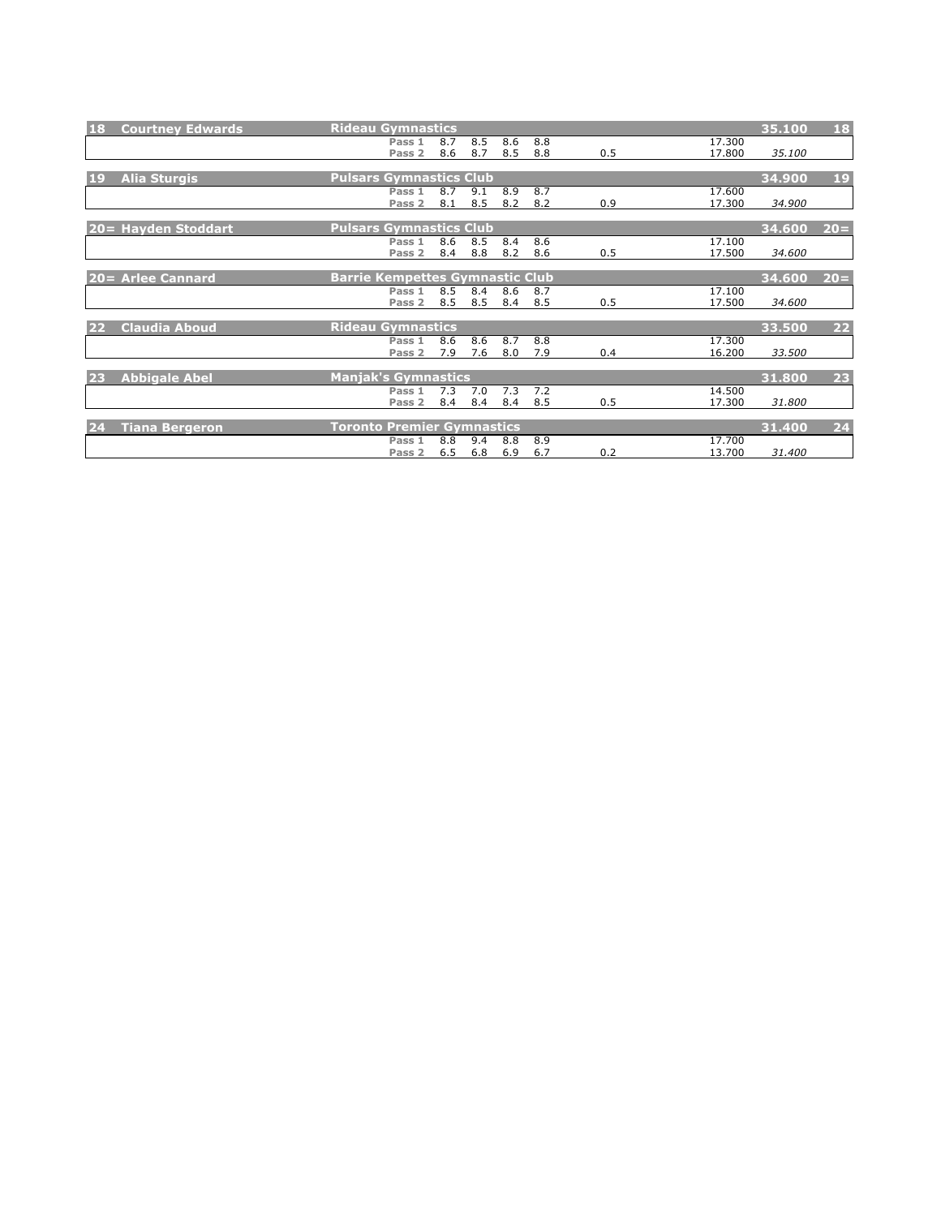| Rank | Name | Club | Pass | J1 | J2 | J3 | J4 | DD | Score | Total | Rank |
|---|---|---|---|---|---|---|---|---|---|---|---|
| 18 | Courtney Edwards | Rideau Gymnastics | | | | | | | | 35.100 | 18 |
| | | | Pass 1 | 8.7 | 8.5 | 8.6 | 8.8 | | 17.300 | | |
| | | | Pass 2 | 8.6 | 8.7 | 8.5 | 8.8 | 0.5 | 17.800 | *35.100* | |
| 19 | Alia Sturgis | Pulsars Gymnastics Club | | | | | | | | 34.900 | 19 |
| | | | Pass 1 | 8.7 | 9.1 | 8.9 | 8.7 | | 17.600 | | |
| | | | Pass 2 | 8.1 | 8.5 | 8.2 | 8.2 | 0.9 | 17.300 | *34.900* | |
| 20= | Hayden Stoddart | Pulsars Gymnastics Club | | | | | | | | 34.600 | 20= |
| | | | Pass 1 | 8.6 | 8.5 | 8.4 | 8.6 | | 17.100 | | |
| | | | Pass 2 | 8.4 | 8.8 | 8.2 | 8.6 | 0.5 | 17.500 | *34.600* | |
| 20= | Arlee Cannard | Barrie Kempettes Gymnastic Club | | | | | | | | 34.600 | 20= |
| | | | Pass 1 | 8.5 | 8.4 | 8.6 | 8.7 | | 17.100 | | |
| | | | Pass 2 | 8.5 | 8.5 | 8.4 | 8.5 | 0.5 | 17.500 | *34.600* | |
| 22 | Claudia Aboud | Rideau Gymnastics | | | | | | | | 33.500 | 22 |
| | | | Pass 1 | 8.6 | 8.6 | 8.7 | 8.8 | | 17.300 | | |
| | | | Pass 2 | 7.9 | 7.6 | 8.0 | 7.9 | 0.4 | 16.200 | *33.500* | |
| 23 | Abbigale Abel | Manjak's Gymnastics | | | | | | | | 31.800 | 23 |
| | | | Pass 1 | 7.3 | 7.0 | 7.3 | 7.2 | | 14.500 | | |
| | | | Pass 2 | 8.4 | 8.4 | 8.4 | 8.5 | 0.5 | 17.300 | *31.800* | |
| 24 | Tiana Bergeron | Toronto Premier Gymnastics | | | | | | | | 31.400 | 24 |
| | | | Pass 1 | 8.8 | 9.4 | 8.8 | 8.9 | | 17.700 | | |
| | | | Pass 2 | 6.5 | 6.8 | 6.9 | 6.7 | 0.2 | 13.700 | *31.400* | |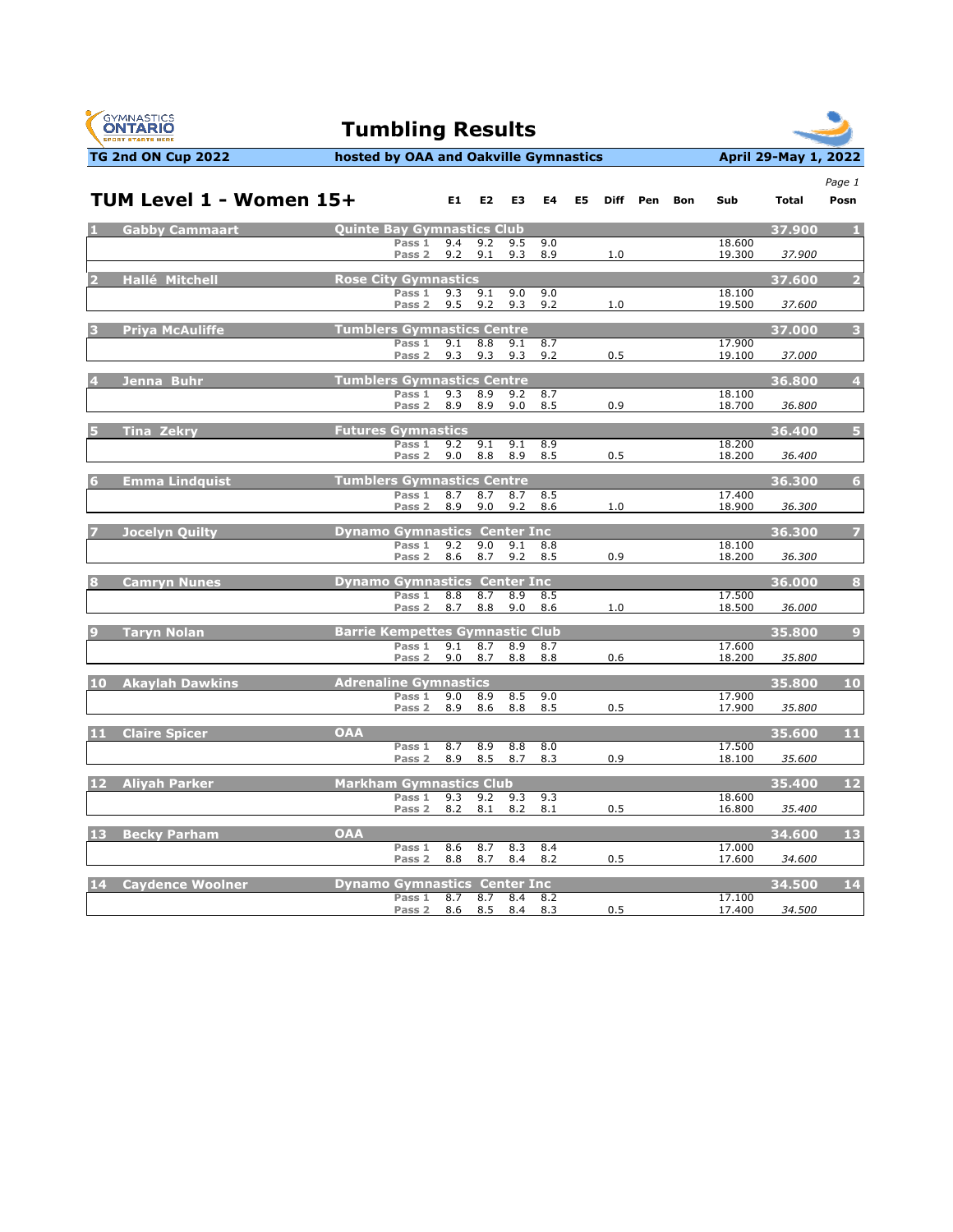# Tumbling Results

**TG 2nd ON Cup 2022** | **hosted by OAA and Oakville Gymnastics** | **April 29-May 1, 2022**

## TUM Level 1 - Women 15+

| # | Name | Club / Pass | E1 | E2 | E3 | E4 | E5 | Diff | Pen | Bon | Sub | Total | Posn |
|---|---|---|---|---|---|---|---|---|---|---|---|---|---|
| 1 | Gabby Cammaart | Quinte Bay Gymnastics Club | | | | | | | | | | 37.900 | 1 |
| | | Pass 1 | 9.4 | 9.2 | 9.5 | 9.0 | | | | | 18.600 | | |
| | | Pass 2 | 9.2 | 9.1 | 9.3 | 8.9 | | 1.0 | | | 19.300 | 37.900 | |
| 2 | Hallé Mitchell | Rose City Gymnastics | | | | | | | | | | 37.600 | 2 |
| | | Pass 1 | 9.3 | 9.1 | 9.0 | 9.0 | | | | | 18.100 | | |
| | | Pass 2 | 9.5 | 9.2 | 9.3 | 9.2 | | 1.0 | | | 19.500 | 37.600 | |
| 3 | Priya McAuliffe | Tumblers Gymnastics Centre | | | | | | | | | | 37.000 | 3 |
| | | Pass 1 | 9.1 | 8.8 | 9.1 | 8.7 | | | | | 17.900 | | |
| | | Pass 2 | 9.3 | 9.3 | 9.3 | 9.2 | | 0.5 | | | 19.100 | 37.000 | |
| 4 | Jenna Buhr | Tumblers Gymnastics Centre | | | | | | | | | | 36.800 | 4 |
| | | Pass 1 | 9.3 | 8.9 | 9.2 | 8.7 | | | | | 18.100 | | |
| | | Pass 2 | 8.9 | 8.9 | 9.0 | 8.5 | | 0.9 | | | 18.700 | 36.800 | |
| 5 | Tina Zekry | Futures Gymnastics | | | | | | | | | | 36.400 | 5 |
| | | Pass 1 | 9.2 | 9.1 | 9.1 | 8.9 | | | | | 18.200 | | |
| | | Pass 2 | 9.0 | 8.8 | 8.9 | 8.5 | | 0.5 | | | 18.200 | 36.400 | |
| 6 | Emma Lindquist | Tumblers Gymnastics Centre | | | | | | | | | | 36.300 | 6 |
| | | Pass 1 | 8.7 | 8.7 | 8.7 | 8.5 | | | | | 17.400 | | |
| | | Pass 2 | 8.9 | 9.0 | 9.2 | 8.6 | | 1.0 | | | 18.900 | 36.300 | |
| 7 | Jocelyn Quilty | Dynamo Gymnastics Center Inc | | | | | | | | | | 36.300 | 7 |
| | | Pass 1 | 9.2 | 9.0 | 9.1 | 8.8 | | | | | 18.100 | | |
| | | Pass 2 | 8.6 | 8.7 | 9.2 | 8.5 | | 0.9 | | | 18.200 | 36.300 | |
| 8 | Camryn Nunes | Dynamo Gymnastics Center Inc | | | | | | | | | | 36.000 | 8 |
| | | Pass 1 | 8.8 | 8.7 | 8.9 | 8.5 | | | | | 17.500 | | |
| | | Pass 2 | 8.7 | 8.8 | 9.0 | 8.6 | | 1.0 | | | 18.500 | 36.000 | |
| 9 | Taryn Nolan | Barrie Kempettes Gymnastic Club | | | | | | | | | | 35.800 | 9 |
| | | Pass 1 | 9.1 | 8.7 | 8.9 | 8.7 | | | | | 17.600 | | |
| | | Pass 2 | 9.0 | 8.7 | 8.8 | 8.8 | | 0.6 | | | 18.200 | 35.800 | |
| 10 | Akaylah Dawkins | Adrenaline Gymnastics | | | | | | | | | | 35.800 | 10 |
| | | Pass 1 | 9.0 | 8.9 | 8.5 | 9.0 | | | | | 17.900 | | |
| | | Pass 2 | 8.9 | 8.6 | 8.8 | 8.5 | | 0.5 | | | 17.900 | 35.800 | |
| 11 | Claire Spicer | OAA | | | | | | | | | | 35.600 | 11 |
| | | Pass 1 | 8.7 | 8.9 | 8.8 | 8.0 | | | | | 17.500 | | |
| | | Pass 2 | 8.9 | 8.5 | 8.7 | 8.3 | | 0.9 | | | 18.100 | 35.600 | |
| 12 | Aliyah Parker | Markham Gymnastics Club | | | | | | | | | | 35.400 | 12 |
| | | Pass 1 | 9.3 | 9.2 | 9.3 | 9.3 | | | | | 18.600 | | |
| | | Pass 2 | 8.2 | 8.1 | 8.2 | 8.1 | | 0.5 | | | 16.800 | 35.400 | |
| 13 | Becky Parham | OAA | | | | | | | | | | 34.600 | 13 |
| | | Pass 1 | 8.6 | 8.7 | 8.3 | 8.4 | | | | | 17.000 | | |
| | | Pass 2 | 8.8 | 8.7 | 8.4 | 8.2 | | 0.5 | | | 17.600 | 34.600 | |
| 14 | Caydence Woolner | Dynamo Gymnastics Center Inc | | | | | | | | | | 34.500 | 14 |
| | | Pass 1 | 8.7 | 8.7 | 8.4 | 8.2 | | | | | 17.100 | | |
| | | Pass 2 | 8.6 | 8.5 | 8.4 | 8.3 | | 0.5 | | | 17.400 | 34.500 | |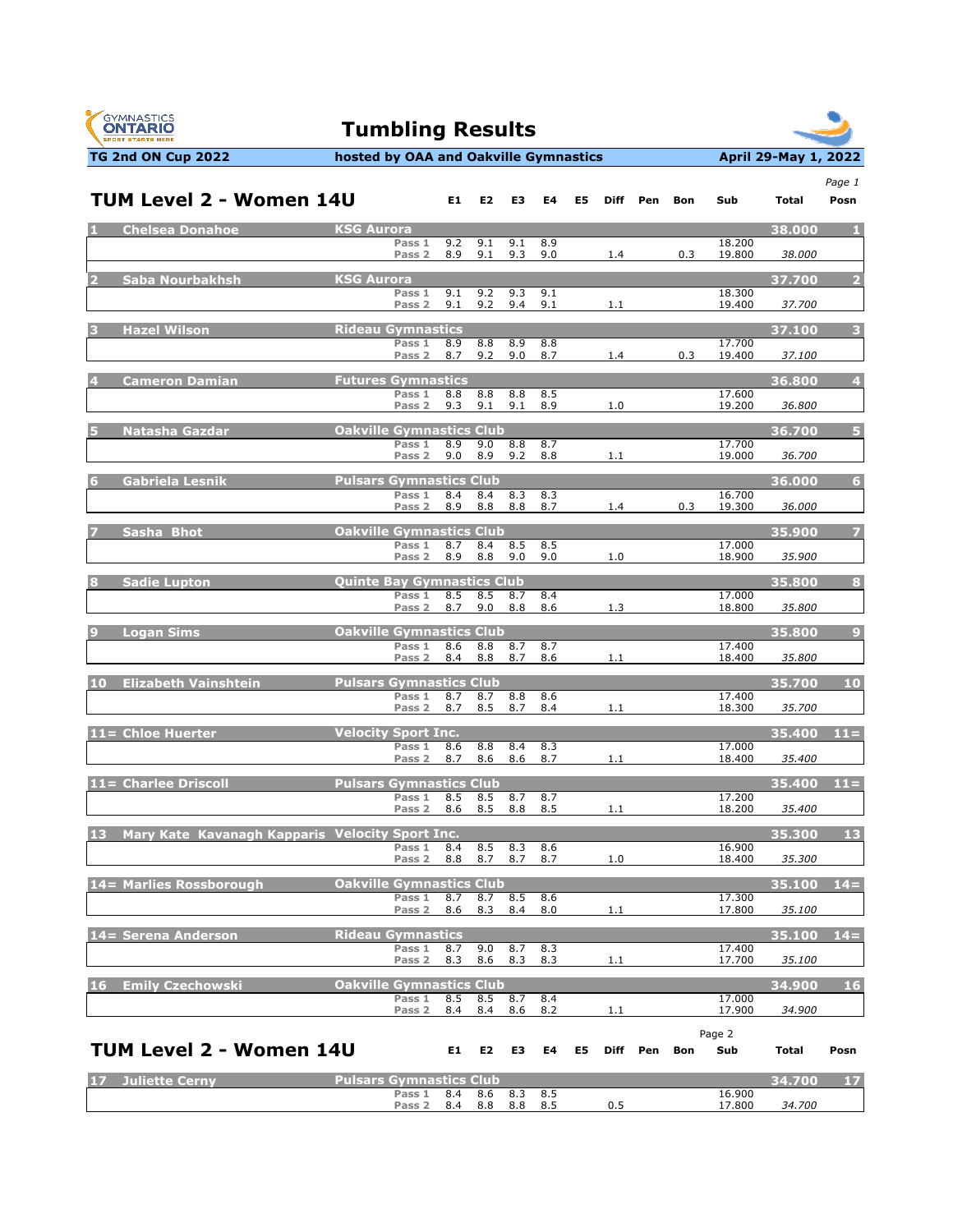# Tumbling Results

**TG 2nd ON Cup 2022** — hosted by OAA and Oakville Gymnastics — April 29-May 1, 2022

## TUM Level 2 - Women 14U

| Rank | Name | Club | Pass | E1 | E2 | E3 | E4 | E5 | Diff | Pen | Bon | Sub | Total | Posn |
|---|---|---|---|---|---|---|---|---|---|---|---|---|---|---|
| 1 | Chelsea Donahoe | KSG Aurora | | | | | | | | | | | 38.000 | 1 |
| | | | Pass 1 | 9.2 | 9.1 | 9.1 | 8.9 | | | | | 18.200 | | |
| | | | Pass 2 | 8.9 | 9.1 | 9.3 | 9.0 | | 1.4 | | 0.3 | 19.800 | 38.000 | |
| 2 | Saba Nourbakhsh | KSG Aurora | | | | | | | | | | | 37.700 | 2 |
| | | | Pass 1 | 9.1 | 9.2 | 9.3 | 9.1 | | | | | 18.300 | | |
| | | | Pass 2 | 9.1 | 9.2 | 9.4 | 9.1 | | 1.1 | | | 19.400 | 37.700 | |
| 3 | Hazel Wilson | Rideau Gymnastics | | | | | | | | | | | 37.100 | 3 |
| | | | Pass 1 | 8.9 | 8.8 | 8.9 | 8.8 | | | | | 17.700 | | |
| | | | Pass 2 | 8.7 | 9.2 | 9.0 | 8.7 | | 1.4 | | 0.3 | 19.400 | 37.100 | |
| 4 | Cameron Damian | Futures Gymnastics | | | | | | | | | | | 36.800 | 4 |
| | | | Pass 1 | 8.8 | 8.8 | 8.8 | 8.5 | | | | | 17.600 | | |
| | | | Pass 2 | 9.3 | 9.1 | 9.1 | 8.9 | | 1.0 | | | 19.200 | 36.800 | |
| 5 | Natasha Gazdar | Oakville Gymnastics Club | | | | | | | | | | | 36.700 | 5 |
| | | | Pass 1 | 8.9 | 9.0 | 8.8 | 8.7 | | | | | 17.700 | | |
| | | | Pass 2 | 9.0 | 8.9 | 9.2 | 8.8 | | 1.1 | | | 19.000 | 36.700 | |
| 6 | Gabriela Lesnik | Pulsars Gymnastics Club | | | | | | | | | | | 36.000 | 6 |
| | | | Pass 1 | 8.4 | 8.4 | 8.3 | 8.3 | | | | | 16.700 | | |
| | | | Pass 2 | 8.9 | 8.8 | 8.8 | 8.7 | | 1.4 | | 0.3 | 19.300 | 36.000 | |
| 7 | Sasha Bhot | Oakville Gymnastics Club | | | | | | | | | | | 35.900 | 7 |
| | | | Pass 1 | 8.7 | 8.4 | 8.5 | 8.5 | | | | | 17.000 | | |
| | | | Pass 2 | 8.9 | 8.8 | 9.0 | 9.0 | | 1.0 | | | 18.900 | 35.900 | |
| 8 | Sadie Lupton | Quinte Bay Gymnastics Club | | | | | | | | | | | 35.800 | 8 |
| | | | Pass 1 | 8.5 | 8.5 | 8.7 | 8.4 | | | | | 17.000 | | |
| | | | Pass 2 | 8.7 | 9.0 | 8.8 | 8.6 | | 1.3 | | | 18.800 | 35.800 | |
| 9 | Logan Sims | Oakville Gymnastics Club | | | | | | | | | | | 35.800 | 9 |
| | | | Pass 1 | 8.6 | 8.8 | 8.7 | 8.7 | | | | | 17.400 | | |
| | | | Pass 2 | 8.4 | 8.8 | 8.7 | 8.6 | | 1.1 | | | 18.400 | 35.800 | |
| 10 | Elizabeth Vainshtein | Pulsars Gymnastics Club | | | | | | | | | | | 35.700 | 10 |
| | | | Pass 1 | 8.7 | 8.7 | 8.8 | 8.6 | | | | | 17.400 | | |
| | | | Pass 2 | 8.7 | 8.5 | 8.7 | 8.4 | | 1.1 | | | 18.300 | 35.700 | |
| 11= | Chloe Huerter | Velocity Sport Inc. | | | | | | | | | | | 35.400 | 11= |
| | | | Pass 1 | 8.6 | 8.8 | 8.4 | 8.3 | | | | | 17.000 | | |
| | | | Pass 2 | 8.7 | 8.6 | 8.6 | 8.7 | | 1.1 | | | 18.400 | 35.400 | |
| 11= | Charlee Driscoll | Pulsars Gymnastics Club | | | | | | | | | | | 35.400 | 11= |
| | | | Pass 1 | 8.5 | 8.5 | 8.7 | 8.7 | | | | | 17.200 | | |
| | | | Pass 2 | 8.6 | 8.5 | 8.8 | 8.5 | | 1.1 | | | 18.200 | 35.400 | |
| 13 | Mary Kate Kavanagh Kapparis | Velocity Sport Inc. | | | | | | | | | | | 35.300 | 13 |
| | | | Pass 1 | 8.4 | 8.5 | 8.3 | 8.6 | | | | | 16.900 | | |
| | | | Pass 2 | 8.8 | 8.7 | 8.7 | 8.7 | | 1.0 | | | 18.400 | 35.300 | |
| 14= | Marlies Rossborough | Oakville Gymnastics Club | | | | | | | | | | | 35.100 | 14= |
| | | | Pass 1 | 8.7 | 8.7 | 8.5 | 8.6 | | | | | 17.300 | | |
| | | | Pass 2 | 8.6 | 8.3 | 8.4 | 8.0 | | 1.1 | | | 17.800 | 35.100 | |
| 14= | Serena Anderson | Rideau Gymnastics | | | | | | | | | | | 35.100 | 14= |
| | | | Pass 1 | 8.7 | 9.0 | 8.7 | 8.3 | | | | | 17.400 | | |
| | | | Pass 2 | 8.3 | 8.6 | 8.3 | 8.3 | | 1.1 | | | 17.700 | 35.100 | |
| 16 | Emily Czechowski | Oakville Gymnastics Club | | | | | | | | | | | 34.900 | 16 |
| | | | Pass 1 | 8.5 | 8.5 | 8.7 | 8.4 | | | | | 17.000 | | |
| | | | Pass 2 | 8.4 | 8.4 | 8.6 | 8.2 | | 1.1 | | | 17.900 | 34.900 | |
| 17 | Juliette Cerny | Pulsars Gymnastics Club | | | | | | | | | | | 34.700 | 17 |
| | | | Pass 1 | 8.4 | 8.6 | 8.3 | 8.5 | | | | | 16.900 | | |
| | | | Pass 2 | 8.4 | 8.8 | 8.8 | 8.5 | | 0.5 | | | 17.800 | 34.700 | |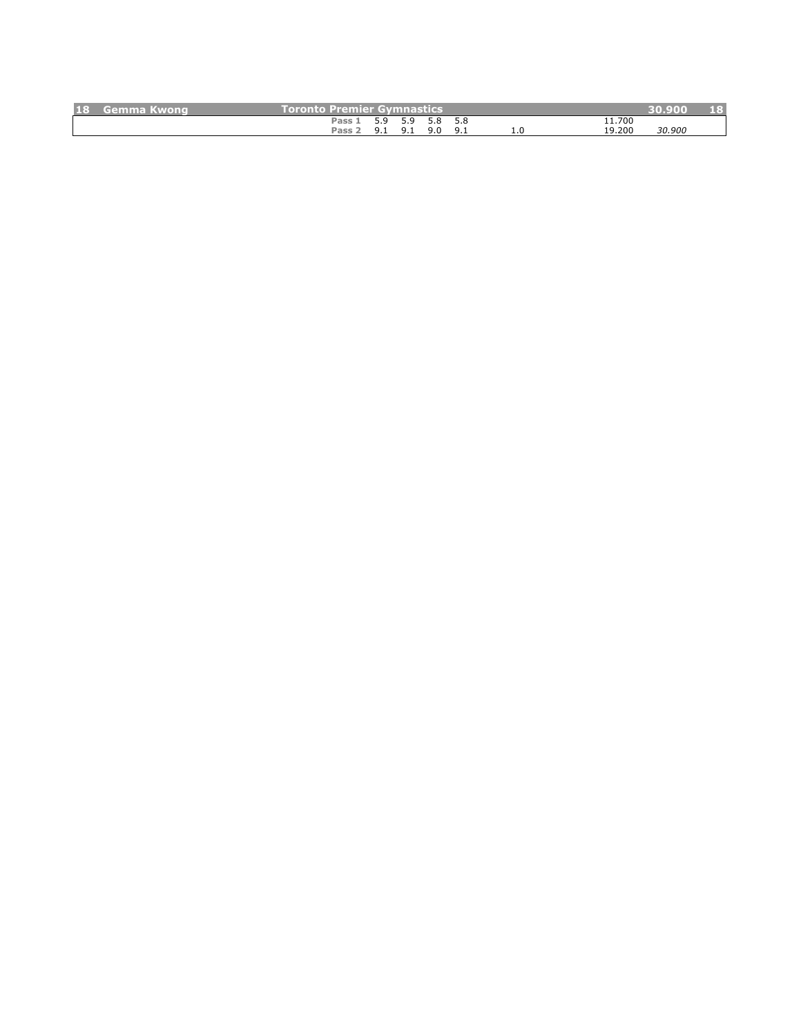| 18 | Gemma Kwong | Toronto Premier Gymnastics | | | | | | | 30.900 | 18 |
|---|---|---|---|---|---|---|---|---|---|---|
| | | Pass 1 | 5.9 | 5.9 | 5.8 | 5.8 | | 11.700 | | |
| | | Pass 2 | 9.1 | 9.1 | 9.0 | 9.1 | 1.0 | 19.200 | *30.900* | |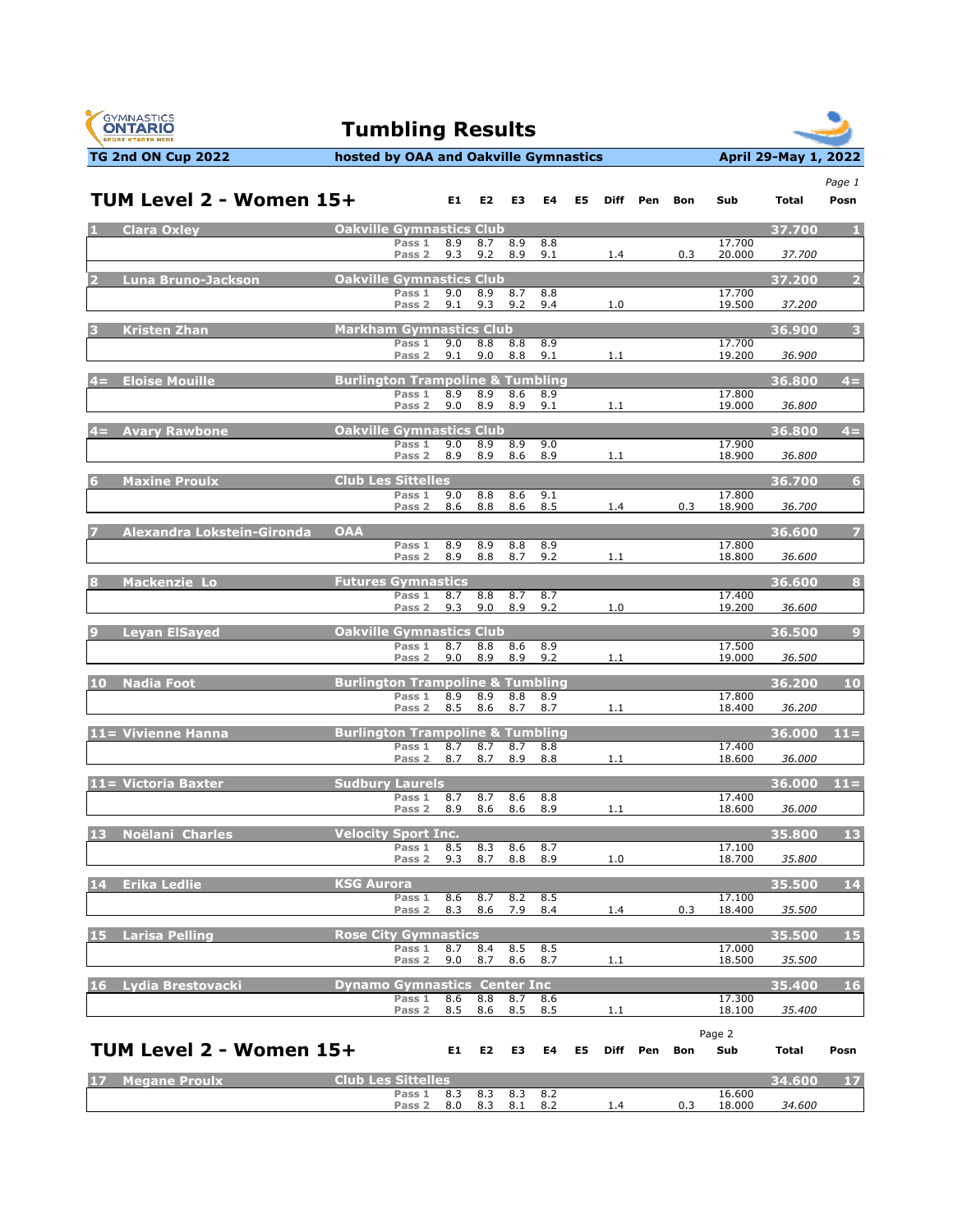# Tumbling Results

**TG 2nd ON Cup 2022** | **hosted by OAA and Oakville Gymnastics** | **April 29-May 1, 2022**

## TUM Level 2 - Women 15+

| Posn | Name | Club | Pass | E1 | E2 | E3 | E4 | E5 | Diff | Pen | Bon | Sub | Total |
|---|---|---|---|---|---|---|---|---|---|---|---|---|---|
| 1 | Clara Oxley | Oakville Gymnastics Club | Pass 1 | 8.9 | 8.7 | 8.9 | 8.8 | | | | | 17.700 | |
| | | | Pass 2 | 9.3 | 9.2 | 8.9 | 9.1 | | 1.4 | | 0.3 | 20.000 | 37.700 |
| 2 | Luna Bruno-Jackson | Oakville Gymnastics Club | Pass 1 | 9.0 | 8.9 | 8.7 | 8.8 | | | | | 17.700 | |
| | | | Pass 2 | 9.1 | 9.3 | 9.2 | 9.4 | | 1.0 | | | 19.500 | 37.200 |
| 3 | Kristen Zhan | Markham Gymnastics Club | Pass 1 | 9.0 | 8.8 | 8.8 | 8.9 | | | | | 17.700 | |
| | | | Pass 2 | 9.1 | 9.0 | 8.8 | 9.1 | | 1.1 | | | 19.200 | 36.900 |
| 4= | Eloise Mouille | Burlington Trampoline & Tumbling | Pass 1 | 8.9 | 8.9 | 8.6 | 8.9 | | | | | 17.800 | |
| | | | Pass 2 | 9.0 | 8.9 | 8.9 | 9.1 | | 1.1 | | | 19.000 | 36.800 |
| 4= | Avary Rawbone | Oakville Gymnastics Club | Pass 1 | 9.0 | 8.9 | 8.9 | 9.0 | | | | | 17.900 | |
| | | | Pass 2 | 8.9 | 8.9 | 8.6 | 8.9 | | 1.1 | | | 18.900 | 36.800 |
| 6 | Maxine Proulx | Club Les Sittelles | Pass 1 | 9.0 | 8.8 | 8.6 | 9.1 | | | | | 17.800 | |
| | | | Pass 2 | 8.6 | 8.8 | 8.6 | 8.5 | | 1.4 | | 0.3 | 18.900 | 36.700 |
| 7 | Alexandra Lokstein-Gironda | OAA | Pass 1 | 8.9 | 8.9 | 8.8 | 8.9 | | | | | 17.800 | |
| | | | Pass 2 | 8.9 | 8.8 | 8.7 | 9.2 | | 1.1 | | | 18.800 | 36.600 |
| 8 | Mackenzie Lo | Futures Gymnastics | Pass 1 | 8.7 | 8.8 | 8.7 | 8.7 | | | | | 17.400 | |
| | | | Pass 2 | 9.3 | 9.0 | 8.9 | 9.2 | | 1.0 | | | 19.200 | 36.600 |
| 9 | Leyan ElSayed | Oakville Gymnastics Club | Pass 1 | 8.7 | 8.8 | 8.6 | 8.9 | | | | | 17.500 | |
| | | | Pass 2 | 9.0 | 8.9 | 8.9 | 9.2 | | 1.1 | | | 19.000 | 36.500 |
| 10 | Nadia Foot | Burlington Trampoline & Tumbling | Pass 1 | 8.9 | 8.9 | 8.8 | 8.9 | | | | | 17.800 | |
| | | | Pass 2 | 8.5 | 8.6 | 8.7 | 8.7 | | 1.1 | | | 18.400 | 36.200 |
| 11= | Vivienne Hanna | Burlington Trampoline & Tumbling | Pass 1 | 8.7 | 8.7 | 8.7 | 8.8 | | | | | 17.400 | |
| | | | Pass 2 | 8.7 | 8.7 | 8.9 | 8.8 | | 1.1 | | | 18.600 | 36.000 |
| 11= | Victoria Baxter | Sudbury Laurels | Pass 1 | 8.7 | 8.7 | 8.6 | 8.8 | | | | | 17.400 | |
| | | | Pass 2 | 8.9 | 8.6 | 8.6 | 8.9 | | 1.1 | | | 18.600 | 36.000 |
| 13 | Noëlani Charles | Velocity Sport Inc. | Pass 1 | 8.5 | 8.3 | 8.6 | 8.7 | | | | | 17.100 | |
| | | | Pass 2 | 9.3 | 8.7 | 8.8 | 8.9 | | 1.0 | | | 18.700 | 35.800 |
| 14 | Erika Ledlie | KSG Aurora | Pass 1 | 8.6 | 8.7 | 8.2 | 8.5 | | | | | 17.100 | |
| | | | Pass 2 | 8.3 | 8.6 | 7.9 | 8.4 | | 1.4 | | 0.3 | 18.400 | 35.500 |
| 15 | Larisa Pelling | Rose City Gymnastics | Pass 1 | 8.7 | 8.4 | 8.5 | 8.5 | | | | | 17.000 | |
| | | | Pass 2 | 9.0 | 8.7 | 8.6 | 8.7 | | 1.1 | | | 18.500 | 35.500 |
| 16 | Lydia Brestovacki | Dynamo Gymnastics Center Inc | Pass 1 | 8.6 | 8.8 | 8.7 | 8.6 | | | | | 17.300 | |
| | | | Pass 2 | 8.5 | 8.6 | 8.5 | 8.5 | | 1.1 | | | 18.100 | 35.400 |

## TUM Level 2 - Women 15+

| Posn | Name | Club | Pass | E1 | E2 | E3 | E4 | E5 | Diff | Pen | Bon | Sub | Total |
|---|---|---|---|---|---|---|---|---|---|---|---|---|---|
| 17 | Megane Proulx | Club Les Sittelles | Pass 1 | 8.3 | 8.3 | 8.3 | 8.2 | | | | | 16.600 | |
| | | | Pass 2 | 8.0 | 8.3 | 8.1 | 8.2 | | 1.4 | | 0.3 | 18.000 | 34.600 |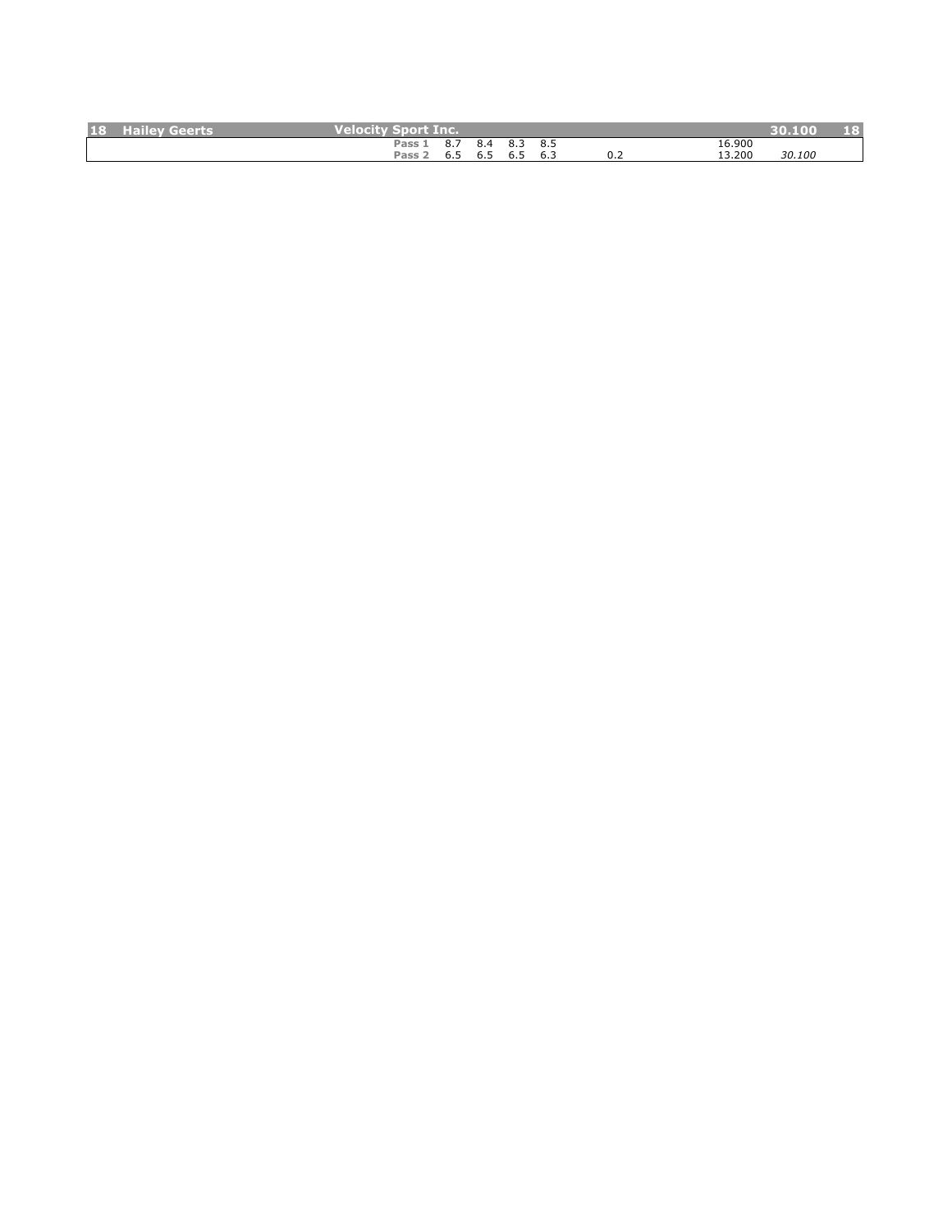| 18 | Hailey Geerts | Velocity Sport Inc. | | | | | | | 30.100 | 18 |
|---|---|---|---|---|---|---|---|---|---|---|
| | | Pass 1 | 8.7 | 8.4 | 8.3 | 8.5 | | 16.900 | | |
| | | Pass 2 | 6.5 | 6.5 | 6.5 | 6.3 | 0.2 | 13.200 | *30.100* | |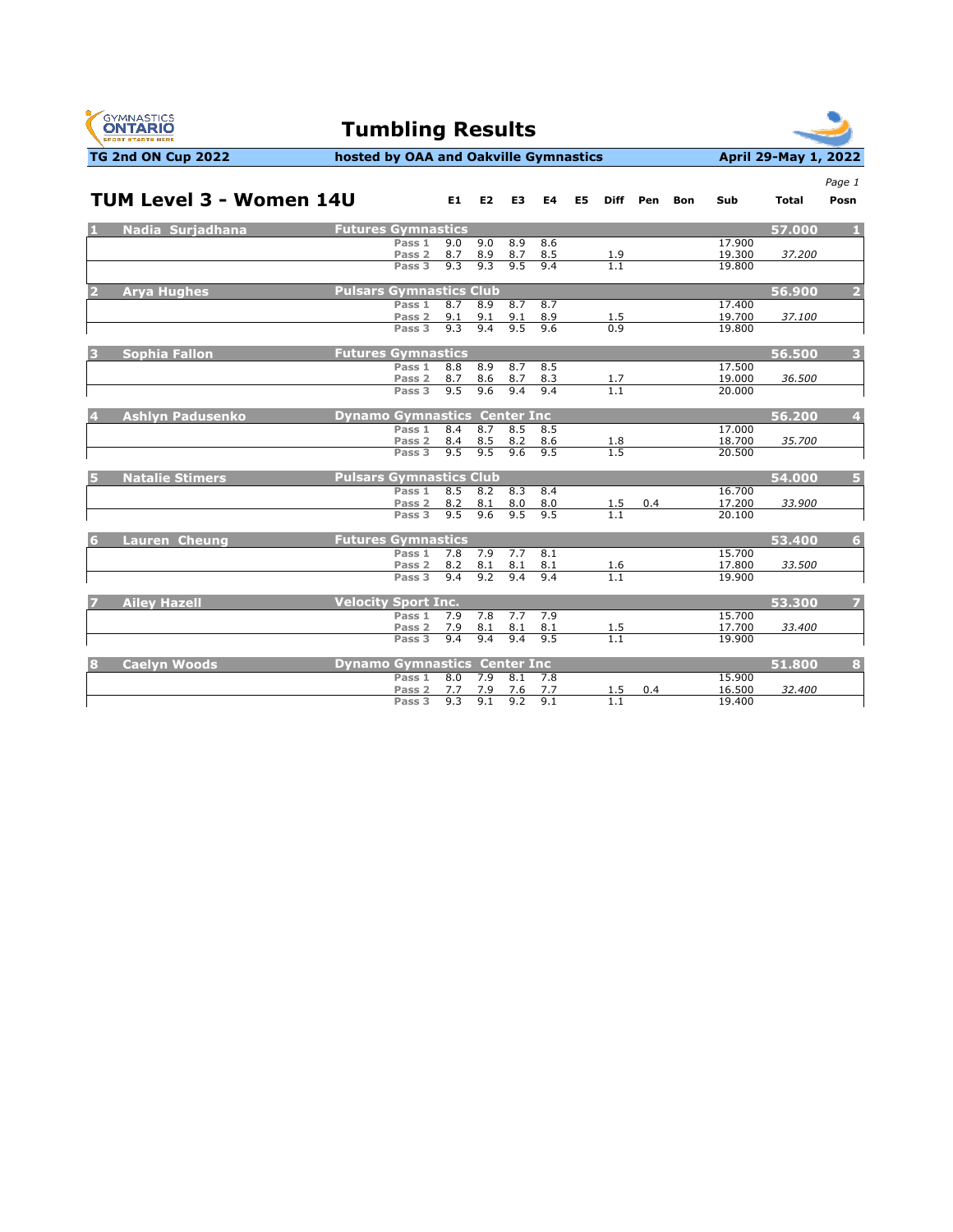# Tumbling Results

**TG 2nd ON Cup 2022** — **hosted by OAA and Oakville Gymnastics** — **April 29-May 1, 2022**

## TUM Level 3 - Women 14U

| # | Name | Club | Pass | E1 | E2 | E3 | E4 | E5 | Diff | Pen | Bon | Sub | Total | Posn |
|---|---|---|---|---|---|---|---|---|---|---|---|---|---|---|
| 1 | Nadia Surjadhana | Futures Gymnastics | | | | | | | | | | | 57.000 | 1 |
| | | | Pass 1 | 9.0 | 9.0 | 8.9 | 8.6 | | | | | 17.900 | | |
| | | | Pass 2 | 8.7 | 8.9 | 8.7 | 8.5 | | 1.9 | | | 19.300 | *37.200* | |
| | | | Pass 3 | 9.3 | 9.3 | 9.5 | 9.4 | | 1.1 | | | 19.800 | | |
| 2 | Arya Hughes | Pulsars Gymnastics Club | | | | | | | | | | | 56.900 | 2 |
| | | | Pass 1 | 8.7 | 8.9 | 8.7 | 8.7 | | | | | 17.400 | | |
| | | | Pass 2 | 9.1 | 9.1 | 9.1 | 8.9 | | 1.5 | | | 19.700 | *37.100* | |
| | | | Pass 3 | 9.3 | 9.4 | 9.5 | 9.6 | | 0.9 | | | 19.800 | | |
| 3 | Sophia Fallon | Futures Gymnastics | | | | | | | | | | | 56.500 | 3 |
| | | | Pass 1 | 8.8 | 8.9 | 8.7 | 8.5 | | | | | 17.500 | | |
| | | | Pass 2 | 8.7 | 8.6 | 8.7 | 8.3 | | 1.7 | | | 19.000 | *36.500* | |
| | | | Pass 3 | 9.5 | 9.6 | 9.4 | 9.4 | | 1.1 | | | 20.000 | | |
| 4 | Ashlyn Padusenko | Dynamo Gymnastics Center Inc | | | | | | | | | | | 56.200 | 4 |
| | | | Pass 1 | 8.4 | 8.7 | 8.5 | 8.5 | | | | | 17.000 | | |
| | | | Pass 2 | 8.4 | 8.5 | 8.2 | 8.6 | | 1.8 | | | 18.700 | *35.700* | |
| | | | Pass 3 | 9.5 | 9.5 | 9.6 | 9.5 | | 1.5 | | | 20.500 | | |
| 5 | Natalie Stimers | Pulsars Gymnastics Club | | | | | | | | | | | 54.000 | 5 |
| | | | Pass 1 | 8.5 | 8.2 | 8.3 | 8.4 | | | | | 16.700 | | |
| | | | Pass 2 | 8.2 | 8.1 | 8.0 | 8.0 | | 1.5 | 0.4 | | 17.200 | *33.900* | |
| | | | Pass 3 | 9.5 | 9.6 | 9.5 | 9.5 | | 1.1 | | | 20.100 | | |
| 6 | Lauren Cheung | Futures Gymnastics | | | | | | | | | | | 53.400 | 6 |
| | | | Pass 1 | 7.8 | 7.9 | 7.7 | 8.1 | | | | | 15.700 | | |
| | | | Pass 2 | 8.2 | 8.1 | 8.1 | 8.1 | | 1.6 | | | 17.800 | *33.500* | |
| | | | Pass 3 | 9.4 | 9.2 | 9.4 | 9.4 | | 1.1 | | | 19.900 | | |
| 7 | Ailey Hazell | Velocity Sport Inc. | | | | | | | | | | | 53.300 | 7 |
| | | | Pass 1 | 7.9 | 7.8 | 7.7 | 7.9 | | | | | 15.700 | | |
| | | | Pass 2 | 7.9 | 8.1 | 8.1 | 8.1 | | 1.5 | | | 17.700 | *33.400* | |
| | | | Pass 3 | 9.4 | 9.4 | 9.4 | 9.5 | | 1.1 | | | 19.900 | | |
| 8 | Caelyn Woods | Dynamo Gymnastics Center Inc | | | | | | | | | | | 51.800 | 8 |
| | | | Pass 1 | 8.0 | 7.9 | 8.1 | 7.8 | | | | | 15.900 | | |
| | | | Pass 2 | 7.7 | 7.9 | 7.6 | 7.7 | | 1.5 | 0.4 | | 16.500 | *32.400* | |
| | | | Pass 3 | 9.3 | 9.1 | 9.2 | 9.1 | | 1.1 | | | 19.400 | | |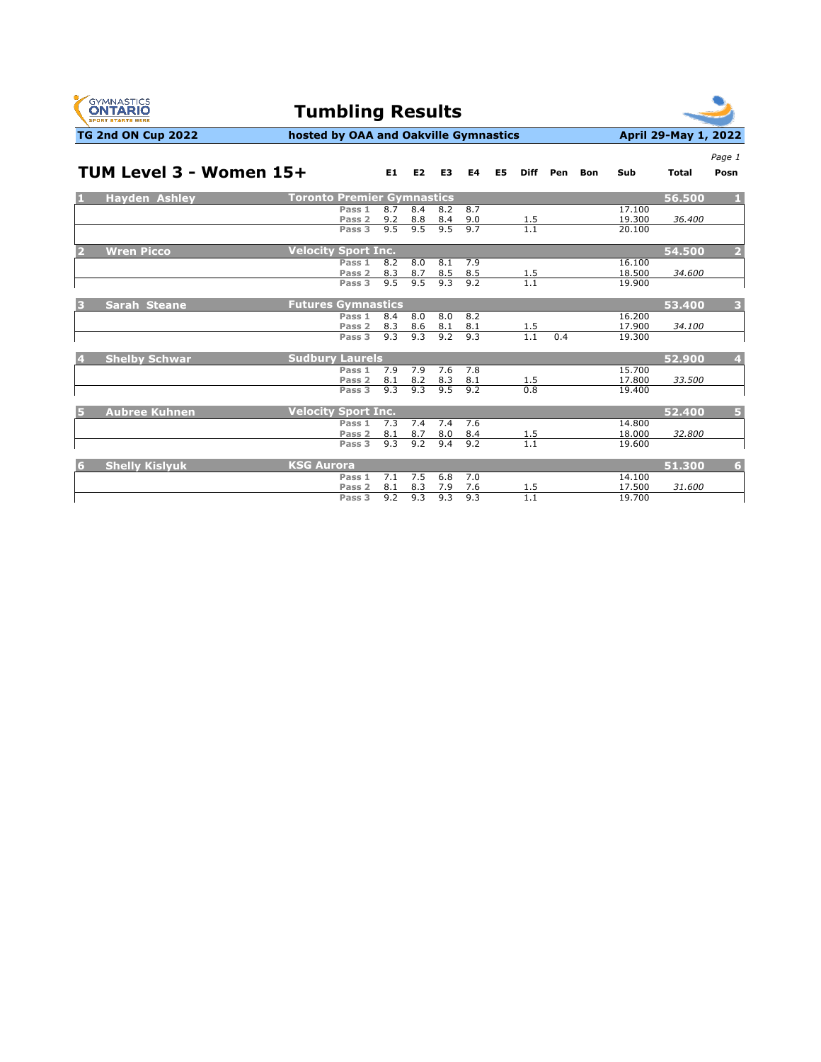# Tumbling Results

**TG 2nd ON Cup 2022** | **hosted by OAA and Oakville Gymnastics** | **April 29-May 1, 2022**

## TUM Level 3 - Women 15+

| Posn | Name | Club | Pass | E1 | E2 | E3 | E4 | E5 | Diff | Pen | Bon | Sub | Total | Posn |
|---|---|---|---|---|---|---|---|---|---|---|---|---|---|---|
| 1 | Hayden Ashley | Toronto Premier Gymnastics | | | | | | | | | | | 56.500 | 1 |
| | | | Pass 1 | 8.7 | 8.4 | 8.2 | 8.7 | | | | | 17.100 | | |
| | | | Pass 2 | 9.2 | 8.8 | 8.4 | 9.0 | | 1.5 | | | 19.300 | *36.400* | |
| | | | Pass 3 | 9.5 | 9.5 | 9.5 | 9.7 | | 1.1 | | | 20.100 | | |
| 2 | Wren Picco | Velocity Sport Inc. | | | | | | | | | | | 54.500 | 2 |
| | | | Pass 1 | 8.2 | 8.0 | 8.1 | 7.9 | | | | | 16.100 | | |
| | | | Pass 2 | 8.3 | 8.7 | 8.5 | 8.5 | | 1.5 | | | 18.500 | *34.600* | |
| | | | Pass 3 | 9.5 | 9.5 | 9.3 | 9.2 | | 1.1 | | | 19.900 | | |
| 3 | Sarah Steane | Futures Gymnastics | | | | | | | | | | | 53.400 | 3 |
| | | | Pass 1 | 8.4 | 8.0 | 8.0 | 8.2 | | | | | 16.200 | | |
| | | | Pass 2 | 8.3 | 8.6 | 8.1 | 8.1 | | 1.5 | | | 17.900 | *34.100* | |
| | | | Pass 3 | 9.3 | 9.3 | 9.2 | 9.3 | | 1.1 | 0.4 | | 19.300 | | |
| 4 | Shelby Schwar | Sudbury Laurels | | | | | | | | | | | 52.900 | 4 |
| | | | Pass 1 | 7.9 | 7.9 | 7.6 | 7.8 | | | | | 15.700 | | |
| | | | Pass 2 | 8.1 | 8.2 | 8.3 | 8.1 | | 1.5 | | | 17.800 | *33.500* | |
| | | | Pass 3 | 9.3 | 9.3 | 9.5 | 9.2 | | 0.8 | | | 19.400 | | |
| 5 | Aubree Kuhnen | Velocity Sport Inc. | | | | | | | | | | | 52.400 | 5 |
| | | | Pass 1 | 7.3 | 7.4 | 7.4 | 7.6 | | | | | 14.800 | | |
| | | | Pass 2 | 8.1 | 8.7 | 8.0 | 8.4 | | 1.5 | | | 18.000 | *32.800* | |
| | | | Pass 3 | 9.3 | 9.2 | 9.4 | 9.2 | | 1.1 | | | 19.600 | | |
| 6 | Shelly Kislyuk | KSG Aurora | | | | | | | | | | | 51.300 | 6 |
| | | | Pass 1 | 7.1 | 7.5 | 6.8 | 7.0 | | | | | 14.100 | | |
| | | | Pass 2 | 8.1 | 8.3 | 7.9 | 7.6 | | 1.5 | | | 17.500 | *31.600* | |
| | | | Pass 3 | 9.2 | 9.3 | 9.3 | 9.3 | | 1.1 | | | 19.700 | | |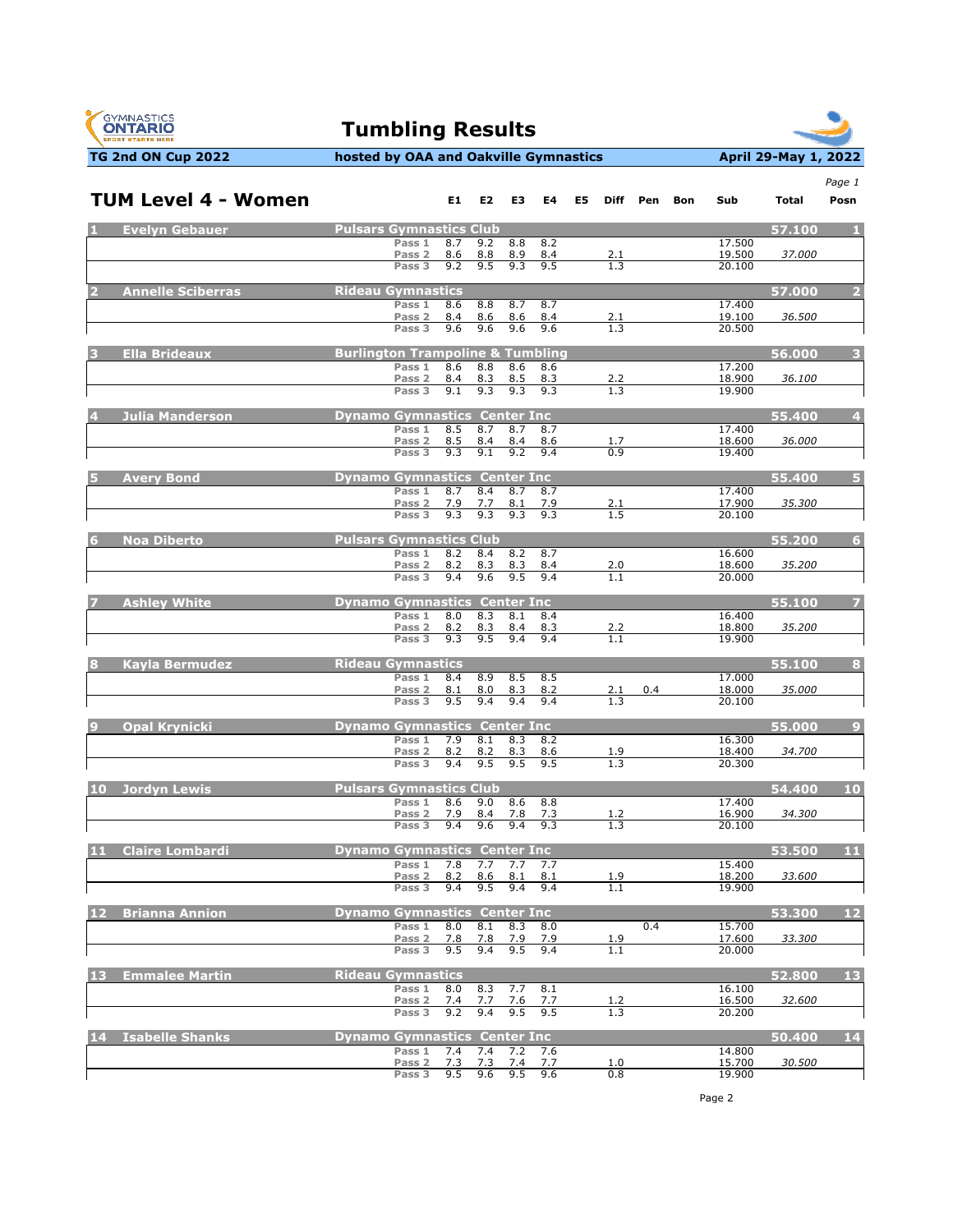# Tumbling Results

**TG 2nd ON Cup 2022** | **hosted by OAA and Oakville Gymnastics** | **April 29-May 1, 2022**

## TUM Level 4 - Women

| # | Name | Club | Pass | E1 | E2 | E3 | E4 | E5 | Diff | Pen | Bon | Sub | Total | Posn |
|---|---|---|---|---|---|---|---|---|---|---|---|---|---|---|
| 1 | Evelyn Gebauer | Pulsars Gymnastics Club | | | | | | | | | | | 57.100 | 1 |
| | | | Pass 1 | 8.7 | 9.2 | 8.8 | 8.2 | | | | | 17.500 | | |
| | | | Pass 2 | 8.6 | 8.8 | 8.9 | 8.4 | | 2.1 | | | 19.500 | 37.000 | |
| | | | Pass 3 | 9.2 | 9.5 | 9.3 | 9.5 | | 1.3 | | | 20.100 | | |
| 2 | Annelle Sciberras | Rideau Gymnastics | | | | | | | | | | | 57.000 | 2 |
| | | | Pass 1 | 8.6 | 8.8 | 8.7 | 8.7 | | | | | 17.400 | | |
| | | | Pass 2 | 8.4 | 8.6 | 8.6 | 8.4 | | 2.1 | | | 19.100 | 36.500 | |
| | | | Pass 3 | 9.6 | 9.6 | 9.6 | 9.6 | | 1.3 | | | 20.500 | | |
| 3 | Ella Brideaux | Burlington Trampoline & Tumbling | | | | | | | | | | | 56.000 | 3 |
| | | | Pass 1 | 8.6 | 8.8 | 8.6 | 8.6 | | | | | 17.200 | | |
| | | | Pass 2 | 8.4 | 8.3 | 8.5 | 8.3 | | 2.2 | | | 18.900 | 36.100 | |
| | | | Pass 3 | 9.1 | 9.3 | 9.3 | 9.3 | | 1.3 | | | 19.900 | | |
| 4 | Julia Manderson | Dynamo Gymnastics Center Inc | | | | | | | | | | | 55.400 | 4 |
| | | | Pass 1 | 8.5 | 8.7 | 8.7 | 8.7 | | | | | 17.400 | | |
| | | | Pass 2 | 8.5 | 8.4 | 8.4 | 8.6 | | 1.7 | | | 18.600 | 36.000 | |
| | | | Pass 3 | 9.3 | 9.1 | 9.2 | 9.4 | | 0.9 | | | 19.400 | | |
| 5 | Avery Bond | Dynamo Gymnastics Center Inc | | | | | | | | | | | 55.400 | 5 |
| | | | Pass 1 | 8.7 | 8.4 | 8.7 | 8.7 | | | | | 17.400 | | |
| | | | Pass 2 | 7.9 | 7.7 | 8.1 | 7.9 | | 2.1 | | | 17.900 | 35.300 | |
| | | | Pass 3 | 9.3 | 9.3 | 9.3 | 9.3 | | 1.5 | | | 20.100 | | |
| 6 | Noa Diberto | Pulsars Gymnastics Club | | | | | | | | | | | 55.200 | 6 |
| | | | Pass 1 | 8.2 | 8.4 | 8.2 | 8.7 | | | | | 16.600 | | |
| | | | Pass 2 | 8.2 | 8.3 | 8.3 | 8.4 | | 2.0 | | | 18.600 | 35.200 | |
| | | | Pass 3 | 9.4 | 9.6 | 9.5 | 9.4 | | 1.1 | | | 20.000 | | |
| 7 | Ashley White | Dynamo Gymnastics Center Inc | | | | | | | | | | | 55.100 | 7 |
| | | | Pass 1 | 8.0 | 8.3 | 8.1 | 8.4 | | | | | 16.400 | | |
| | | | Pass 2 | 8.2 | 8.3 | 8.4 | 8.3 | | 2.2 | | | 18.800 | 35.200 | |
| | | | Pass 3 | 9.3 | 9.5 | 9.4 | 9.4 | | 1.1 | | | 19.900 | | |
| 8 | Kayla Bermudez | Rideau Gymnastics | | | | | | | | | | | 55.100 | 8 |
| | | | Pass 1 | 8.4 | 8.9 | 8.5 | 8.5 | | | | | 17.000 | | |
| | | | Pass 2 | 8.1 | 8.0 | 8.3 | 8.2 | | 2.1 | 0.4 | | 18.000 | 35.000 | |
| | | | Pass 3 | 9.5 | 9.4 | 9.4 | 9.4 | | 1.3 | | | 20.100 | | |
| 9 | Opal Krynicki | Dynamo Gymnastics Center Inc | | | | | | | | | | | 55.000 | 9 |
| | | | Pass 1 | 7.9 | 8.1 | 8.3 | 8.2 | | | | | 16.300 | | |
| | | | Pass 2 | 8.2 | 8.2 | 8.3 | 8.6 | | 1.9 | | | 18.400 | 34.700 | |
| | | | Pass 3 | 9.4 | 9.5 | 9.5 | 9.5 | | 1.3 | | | 20.300 | | |
| 10 | Jordyn Lewis | Pulsars Gymnastics Club | | | | | | | | | | | 54.400 | 10 |
| | | | Pass 1 | 8.6 | 9.0 | 8.6 | 8.8 | | | | | 17.400 | | |
| | | | Pass 2 | 7.9 | 8.4 | 7.8 | 7.3 | | 1.2 | | | 16.900 | 34.300 | |
| | | | Pass 3 | 9.4 | 9.6 | 9.4 | 9.3 | | 1.3 | | | 20.100 | | |
| 11 | Claire Lombardi | Dynamo Gymnastics Center Inc | | | | | | | | | | | 53.500 | 11 |
| | | | Pass 1 | 7.8 | 7.7 | 7.7 | 7.7 | | | | | 15.400 | | |
| | | | Pass 2 | 8.2 | 8.6 | 8.1 | 8.1 | | 1.9 | | | 18.200 | 33.600 | |
| | | | Pass 3 | 9.4 | 9.5 | 9.4 | 9.4 | | 1.1 | | | 19.900 | | |
| 12 | Brianna Annion | Dynamo Gymnastics Center Inc | | | | | | | | | | | 53.300 | 12 |
| | | | Pass 1 | 8.0 | 8.1 | 8.3 | 8.0 | | | 0.4 | | 15.700 | | |
| | | | Pass 2 | 7.8 | 7.8 | 7.9 | 7.9 | | 1.9 | | | 17.600 | 33.300 | |
| | | | Pass 3 | 9.5 | 9.4 | 9.5 | 9.4 | | 1.1 | | | 20.000 | | |
| 13 | Emmalee Martin | Rideau Gymnastics | | | | | | | | | | | 52.800 | 13 |
| | | | Pass 1 | 8.0 | 8.3 | 7.7 | 8.1 | | | | | 16.100 | | |
| | | | Pass 2 | 7.4 | 7.7 | 7.6 | 7.7 | | 1.2 | | | 16.500 | 32.600 | |
| | | | Pass 3 | 9.2 | 9.4 | 9.5 | 9.5 | | 1.3 | | | 20.200 | | |
| 14 | Isabelle Shanks | Dynamo Gymnastics Center Inc | | | | | | | | | | | 50.400 | 14 |
| | | | Pass 1 | 7.4 | 7.4 | 7.2 | 7.6 | | | | | 14.800 | | |
| | | | Pass 2 | 7.3 | 7.3 | 7.4 | 7.7 | | 1.0 | | | 15.700 | 30.500 | |
| | | | Pass 3 | 9.5 | 9.6 | 9.5 | 9.6 | | 0.8 | | | 19.900 | | |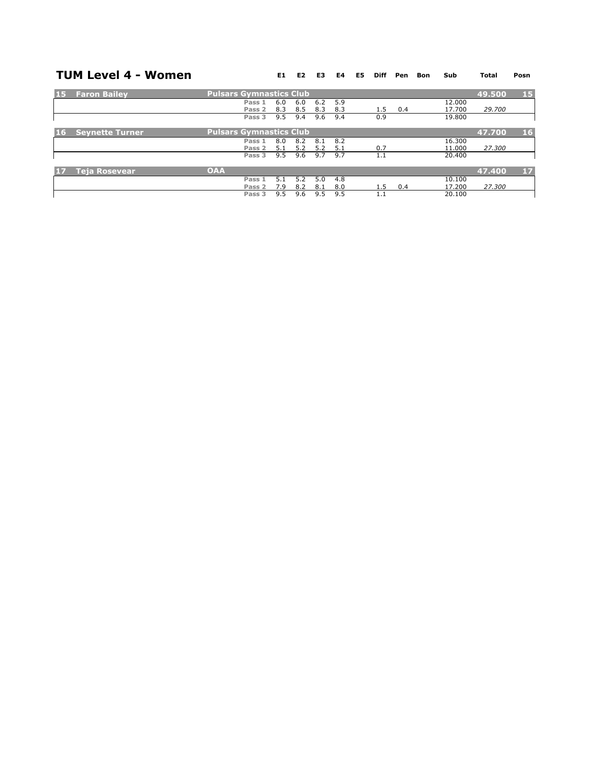# TUM Level 4 - Women

| | | | E1 | E2 | E3 | E4 | E5 | Diff | Pen | Bon | Sub | Total | Posn |
|---|---|---|---|---|---|---|---|---|---|---|---|---|---|
| **15** | **Faron Bailey** | **Pulsars Gymnastics Club** | | | | | | | | | | **49.500** | **15** |
| | | Pass 1 | 6.0 | 6.0 | 6.2 | 5.9 | | | | | 12.000 | | |
| | | Pass 2 | 8.3 | 8.5 | 8.3 | 8.3 | | 1.5 | 0.4 | | 17.700 | *29.700* | |
| | | Pass 3 | 9.5 | 9.4 | 9.6 | 9.4 | | 0.9 | | | 19.800 | | |
| **16** | **Seynette Turner** | **Pulsars Gymnastics Club** | | | | | | | | | | **47.700** | **16** |
| | | Pass 1 | 8.0 | 8.2 | 8.1 | 8.2 | | | | | 16.300 | | |
| | | Pass 2 | 5.1 | 5.2 | 5.2 | 5.1 | | 0.7 | | | 11.000 | *27.300* | |
| | | Pass 3 | 9.5 | 9.6 | 9.7 | 9.7 | | 1.1 | | | 20.400 | | |
| **17** | **Teja Rosevear** | **OAA** | | | | | | | | | | **47.400** | **17** |
| | | Pass 1 | 5.1 | 5.2 | 5.0 | 4.8 | | | | | 10.100 | | |
| | | Pass 2 | 7.9 | 8.2 | 8.1 | 8.0 | | 1.5 | 0.4 | | 17.200 | *27.300* | |
| | | Pass 3 | 9.5 | 9.6 | 9.5 | 9.5 | | 1.1 | | | 20.100 | | |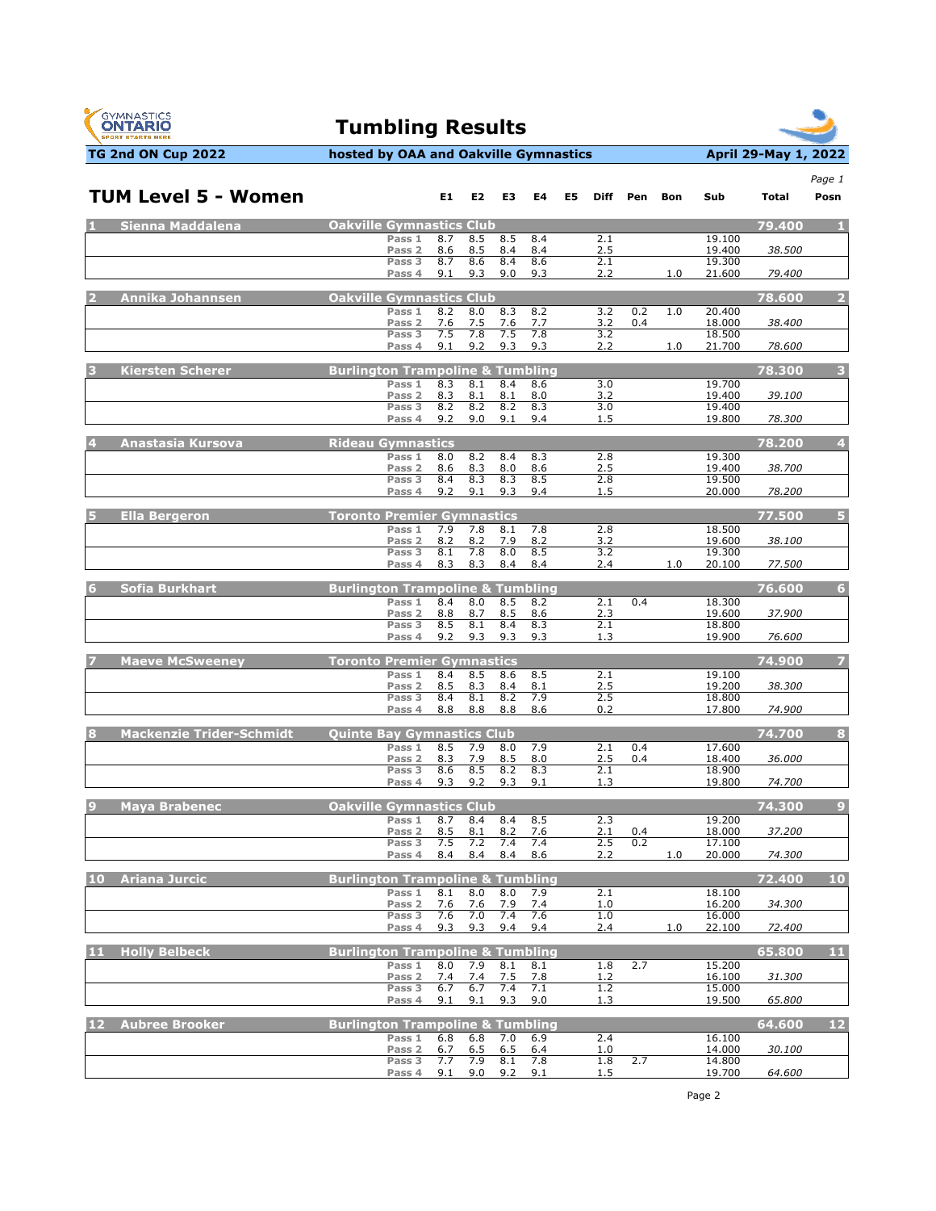# Tumbling Results

**TG 2nd ON Cup 2022** — hosted by OAA and Oakville Gymnastics — April 29-May 1, 2022

## TUM Level 5 - Women

| Posn | Name | Club | Pass | E1 | E2 | E3 | E4 | E5 | Diff | Pen | Bon | Sub | Total |
|---|---|---|---|---|---|---|---|---|---|---|---|---|---|
| 1 | Sienna Maddalena | Oakville Gymnastics Club | | | | | | | | | | | 79.400 |
| | | | Pass 1 | 8.7 | 8.5 | 8.5 | 8.4 | | 2.1 | | | 19.100 | |
| | | | Pass 2 | 8.6 | 8.5 | 8.4 | 8.4 | | 2.5 | | | 19.400 | 38.500 |
| | | | Pass 3 | 8.7 | 8.6 | 8.4 | 8.6 | | 2.1 | | | 19.300 | |
| | | | Pass 4 | 9.1 | 9.3 | 9.0 | 9.3 | | 2.2 | | 1.0 | 21.600 | 79.400 |
| 2 | Annika Johannsen | Oakville Gymnastics Club | | | | | | | | | | | 78.600 |
| | | | Pass 1 | 8.2 | 8.0 | 8.3 | 8.2 | | 3.2 | 0.2 | 1.0 | 20.400 | |
| | | | Pass 2 | 7.6 | 7.5 | 7.6 | 7.7 | | 3.2 | 0.4 | | 18.000 | 38.400 |
| | | | Pass 3 | 7.5 | 7.8 | 7.5 | 7.8 | | 3.2 | | | 18.500 | |
| | | | Pass 4 | 9.1 | 9.2 | 9.3 | 9.3 | | 2.2 | | 1.0 | 21.700 | 78.600 |
| 3 | Kiersten Scherer | Burlington Trampoline & Tumbling | | | | | | | | | | | 78.300 |
| | | | Pass 1 | 8.3 | 8.1 | 8.4 | 8.6 | | 3.0 | | | 19.700 | |
| | | | Pass 2 | 8.3 | 8.1 | 8.1 | 8.0 | | 3.2 | | | 19.400 | 39.100 |
| | | | Pass 3 | 8.2 | 8.2 | 8.2 | 8.3 | | 3.0 | | | 19.400 | |
| | | | Pass 4 | 9.2 | 9.0 | 9.1 | 9.4 | | 1.5 | | | 19.800 | 78.300 |
| 4 | Anastasia Kursova | Rideau Gymnastics | | | | | | | | | | | 78.200 |
| | | | Pass 1 | 8.0 | 8.2 | 8.4 | 8.3 | | 2.8 | | | 19.300 | |
| | | | Pass 2 | 8.6 | 8.3 | 8.0 | 8.6 | | 2.5 | | | 19.400 | 38.700 |
| | | | Pass 3 | 8.4 | 8.3 | 8.3 | 8.5 | | 2.8 | | | 19.500 | |
| | | | Pass 4 | 9.2 | 9.1 | 9.3 | 9.4 | | 1.5 | | | 20.000 | 78.200 |
| 5 | Ella Bergeron | Toronto Premier Gymnastics | | | | | | | | | | | 77.500 |
| | | | Pass 1 | 7.9 | 7.8 | 8.1 | 7.8 | | 2.8 | | | 18.500 | |
| | | | Pass 2 | 8.2 | 8.2 | 7.9 | 8.2 | | 3.2 | | | 19.600 | 38.100 |
| | | | Pass 3 | 8.1 | 7.8 | 8.0 | 8.5 | | 3.2 | | | 19.300 | |
| | | | Pass 4 | 8.3 | 8.3 | 8.4 | 8.4 | | 2.4 | | 1.0 | 20.100 | 77.500 |
| 6 | Sofia Burkhart | Burlington Trampoline & Tumbling | | | | | | | | | | | 76.600 |
| | | | Pass 1 | 8.4 | 8.0 | 8.5 | 8.2 | | 2.1 | 0.4 | | 18.300 | |
| | | | Pass 2 | 8.8 | 8.7 | 8.5 | 8.6 | | 2.3 | | | 19.600 | 37.900 |
| | | | Pass 3 | 8.5 | 8.1 | 8.4 | 8.3 | | 2.1 | | | 18.800 | |
| | | | Pass 4 | 9.2 | 9.3 | 9.3 | 9.3 | | 1.3 | | | 19.900 | 76.600 |
| 7 | Maeve McSweeney | Toronto Premier Gymnastics | | | | | | | | | | | 74.900 |
| | | | Pass 1 | 8.4 | 8.5 | 8.6 | 8.5 | | 2.1 | | | 19.100 | |
| | | | Pass 2 | 8.5 | 8.3 | 8.4 | 8.1 | | 2.5 | | | 19.200 | 38.300 |
| | | | Pass 3 | 8.4 | 8.1 | 8.2 | 7.9 | | 2.5 | | | 18.800 | |
| | | | Pass 4 | 8.8 | 8.8 | 8.8 | 8.6 | | 0.2 | | | 17.800 | 74.900 |
| 8 | Mackenzie Trider-Schmidt | Quinte Bay Gymnastics Club | | | | | | | | | | | 74.700 |
| | | | Pass 1 | 8.5 | 7.9 | 8.0 | 7.9 | | 2.1 | 0.4 | | 17.600 | |
| | | | Pass 2 | 8.3 | 7.9 | 8.5 | 8.0 | | 2.5 | 0.4 | | 18.400 | 36.000 |
| | | | Pass 3 | 8.6 | 8.5 | 8.2 | 8.3 | | 2.1 | | | 18.900 | |
| | | | Pass 4 | 9.3 | 9.2 | 9.3 | 9.1 | | 1.3 | | | 19.800 | 74.700 |
| 9 | Maya Brabenec | Oakville Gymnastics Club | | | | | | | | | | | 74.300 |
| | | | Pass 1 | 8.7 | 8.4 | 8.4 | 8.5 | | 2.3 | | | 19.200 | |
| | | | Pass 2 | 8.5 | 8.1 | 8.2 | 7.6 | | 2.1 | 0.4 | | 18.000 | 37.200 |
| | | | Pass 3 | 7.5 | 7.2 | 7.4 | 7.4 | | 2.5 | 0.2 | | 17.100 | |
| | | | Pass 4 | 8.4 | 8.4 | 8.4 | 8.6 | | 2.2 | | 1.0 | 20.000 | 74.300 |
| 10 | Ariana Jurcic | Burlington Trampoline & Tumbling | | | | | | | | | | | 72.400 |
| | | | Pass 1 | 8.1 | 8.0 | 8.0 | 7.9 | | 2.1 | | | 18.100 | |
| | | | Pass 2 | 7.6 | 7.6 | 7.9 | 7.4 | | 1.0 | | | 16.200 | 34.300 |
| | | | Pass 3 | 7.6 | 7.0 | 7.4 | 7.6 | | 1.0 | | | 16.000 | |
| | | | Pass 4 | 9.3 | 9.3 | 9.4 | 9.4 | | 2.4 | | 1.0 | 22.100 | 72.400 |
| 11 | Holly Belbeck | Burlington Trampoline & Tumbling | | | | | | | | | | | 65.800 |
| | | | Pass 1 | 8.0 | 7.9 | 8.1 | 8.1 | | 1.8 | 2.7 | | 15.200 | |
| | | | Pass 2 | 7.4 | 7.4 | 7.5 | 7.8 | | 1.2 | | | 16.100 | 31.300 |
| | | | Pass 3 | 6.7 | 6.7 | 7.4 | 7.1 | | 1.2 | | | 15.000 | |
| | | | Pass 4 | 9.1 | 9.1 | 9.3 | 9.0 | | 1.3 | | | 19.500 | 65.800 |
| 12 | Aubree Brooker | Burlington Trampoline & Tumbling | | | | | | | | | | | 64.600 |
| | | | Pass 1 | 6.8 | 6.8 | 7.0 | 6.9 | | 2.4 | | | 16.100 | |
| | | | Pass 2 | 6.7 | 6.5 | 6.5 | 6.4 | | 1.0 | | | 14.000 | 30.100 |
| | | | Pass 3 | 7.7 | 7.9 | 8.1 | 7.8 | | 1.8 | 2.7 | | 14.800 | |
| | | | Pass 4 | 9.1 | 9.0 | 9.2 | 9.1 | | 1.5 | | | 19.700 | 64.600 |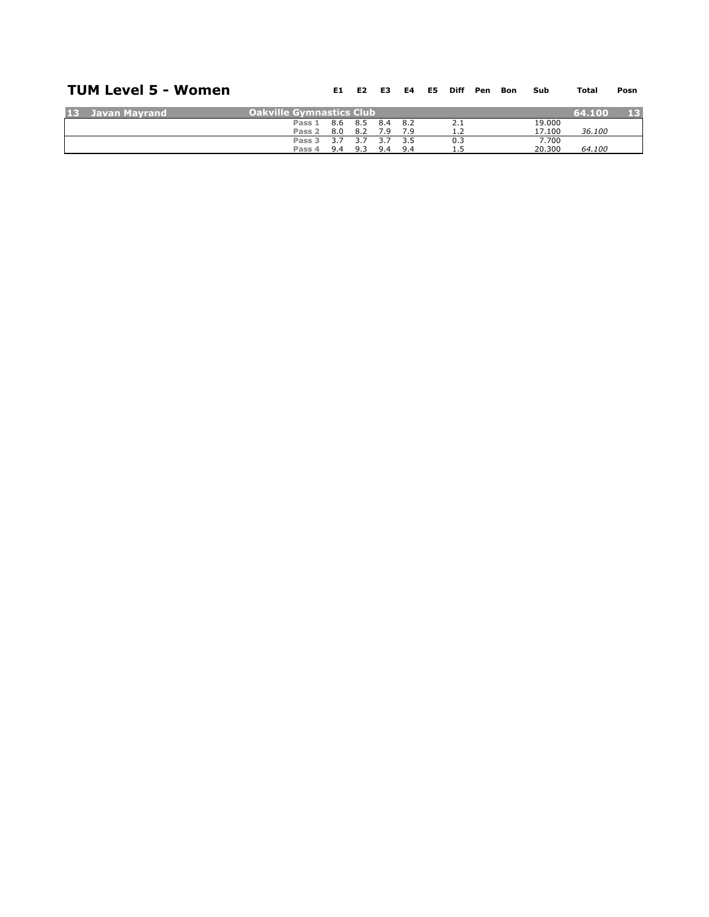## TUM Level 5 - Women

| | | | E1 | E2 | E3 | E4 | E5 | Diff | Pen | Bon | Sub | Total | Posn |
|---|---|---|---|---|---|---|---|---|---|---|---|---|---|
| 13 | Javan Mayrand | Oakville Gymnastics Club | | | | | | | | | | 64.100 | 13 |
| | | Pass 1 | 8.6 | 8.5 | 8.4 | 8.2 | | 2.1 | | | 19.000 | | |
| | | Pass 2 | 8.0 | 8.2 | 7.9 | 7.9 | | 1.2 | | | 17.100 | *36.100* | |
| | | Pass 3 | 3.7 | 3.7 | 3.7 | 3.5 | | 0.3 | | | 7.700 | | |
| | | Pass 4 | 9.4 | 9.3 | 9.4 | 9.4 | | 1.5 | | | 20.300 | *64.100* | |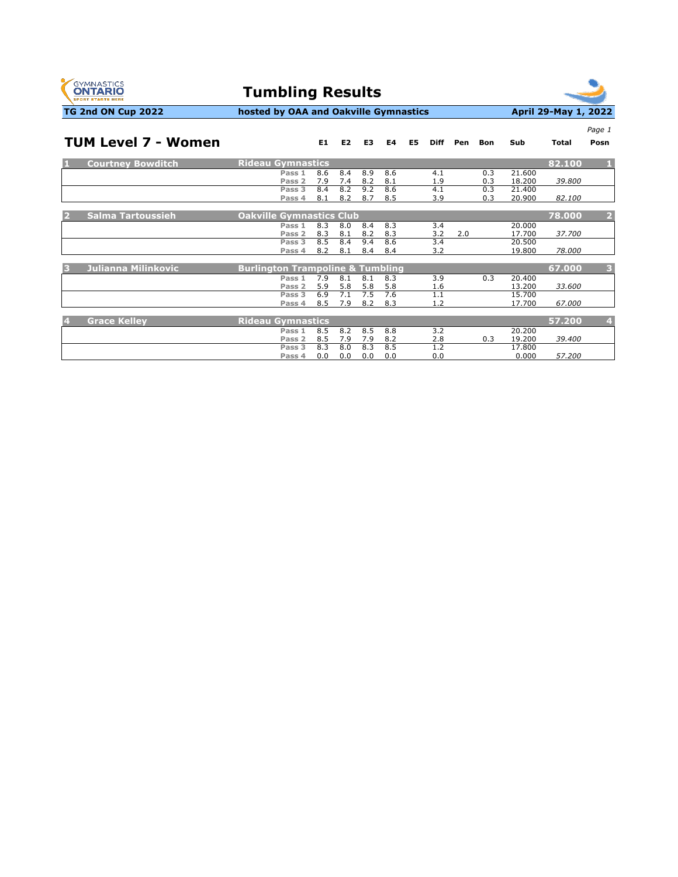# Tumbling Results

**TG 2nd ON Cup 2022** | **hosted by OAA and Oakville Gymnastics** | **April 29-May 1, 2022**

## TUM Level 7 - Women

| | Name | Club / Pass | E1 | E2 | E3 | E4 | E5 | Diff | Pen | Bon | Sub | Total | Posn |
|---|---|---|---|---|---|---|---|---|---|---|---|---|---|
| 1 | **Courtney Bowditch** | **Rideau Gymnastics** | | | | | | | | | | **82.100** | 1 |
| | | Pass 1 | 8.6 | 8.4 | 8.9 | 8.6 | | 4.1 | | 0.3 | 21.600 | | |
| | | Pass 2 | 7.9 | 7.4 | 8.2 | 8.1 | | 1.9 | | 0.3 | 18.200 | *39.800* | |
| | | Pass 3 | 8.4 | 8.2 | 9.2 | 8.6 | | 4.1 | | 0.3 | 21.400 | | |
| | | Pass 4 | 8.1 | 8.2 | 8.7 | 8.5 | | 3.9 | | 0.3 | 20.900 | *82.100* | |
| 2 | **Salma Tartoussieh** | **Oakville Gymnastics Club** | | | | | | | | | | **78.000** | 2 |
| | | Pass 1 | 8.3 | 8.0 | 8.4 | 8.3 | | 3.4 | | | 20.000 | | |
| | | Pass 2 | 8.3 | 8.1 | 8.2 | 8.3 | | 3.2 | 2.0 | | 17.700 | *37.700* | |
| | | Pass 3 | 8.5 | 8.4 | 9.4 | 8.6 | | 3.4 | | | 20.500 | | |
| | | Pass 4 | 8.2 | 8.1 | 8.4 | 8.4 | | 3.2 | | | 19.800 | *78.000* | |
| 3 | **Julianna Milinkovic** | **Burlington Trampoline & Tumbling** | | | | | | | | | | **67.000** | 3 |
| | | Pass 1 | 7.9 | 8.1 | 8.1 | 8.3 | | 3.9 | | 0.3 | 20.400 | | |
| | | Pass 2 | 5.9 | 5.8 | 5.8 | 5.8 | | 1.6 | | | 13.200 | *33.600* | |
| | | Pass 3 | 6.9 | 7.1 | 7.5 | 7.6 | | 1.1 | | | 15.700 | | |
| | | Pass 4 | 8.5 | 7.9 | 8.2 | 8.3 | | 1.2 | | | 17.700 | *67.000* | |
| 4 | **Grace Kelley** | **Rideau Gymnastics** | | | | | | | | | | **57.200** | 4 |
| | | Pass 1 | 8.5 | 8.2 | 8.5 | 8.8 | | 3.2 | | | 20.200 | | |
| | | Pass 2 | 8.5 | 7.9 | 7.9 | 8.2 | | 2.8 | | 0.3 | 19.200 | *39.400* | |
| | | Pass 3 | 8.3 | 8.0 | 8.3 | 8.5 | | 1.2 | | | 17.800 | | |
| | | Pass 4 | 0.0 | 0.0 | 0.0 | 0.0 | | 0.0 | | | 0.000 | *57.200* | |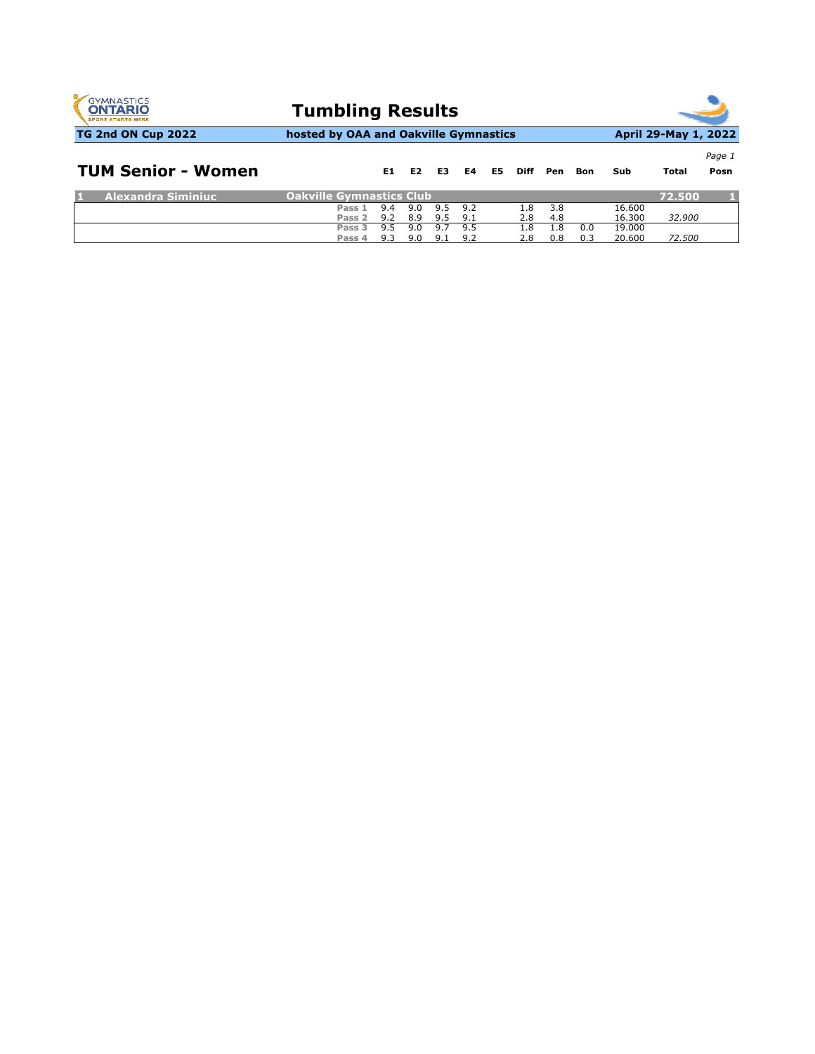# Tumbling Results

**TG 2nd ON Cup 2022** | **hosted by OAA and Oakville Gymnastics** | **April 29-May 1, 2022**

## TUM Senior - Women

| | | | E1 | E2 | E3 | E4 | E5 | Diff | Pen | Bon | Sub | Total | Posn |
|---|---|---|---|---|---|---|---|---|---|---|---|---|---|
| 1 | Alexandra Siminiuc | Oakville Gymnastics Club | | | | | | | | | | 72.500 | 1 |
| | | Pass 1 | 9.4 | 9.0 | 9.5 | 9.2 | | 1.8 | 3.8 | | 16.600 | | |
| | | Pass 2 | 9.2 | 8.9 | 9.5 | 9.1 | | 2.8 | 4.8 | | 16.300 | *32.900* | |
| | | Pass 3 | 9.5 | 9.0 | 9.7 | 9.5 | | 1.8 | 1.8 | 0.0 | 19.000 | | |
| | | Pass 4 | 9.3 | 9.0 | 9.1 | 9.2 | | 2.8 | 0.8 | 0.3 | 20.600 | *72.500* | |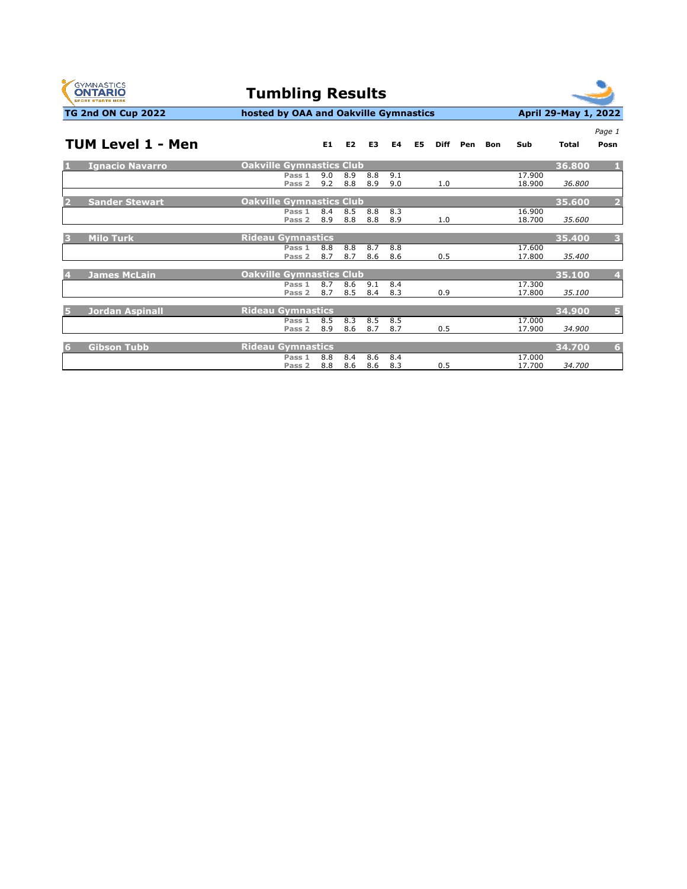# Tumbling Results

**TG 2nd ON Cup 2022** | **hosted by OAA and Oakville Gymnastics** | **April 29-May 1, 2022**

## TUM Level 1 - Men

| # | Name | Club | | E1 | E2 | E3 | E4 | E5 | Diff | Pen | Bon | Sub | Total | Posn |
|---|---|---|---|---|---|---|---|---|---|---|---|---|---|---|
| 1 | Ignacio Navarro | Oakville Gymnastics Club | | | | | | | | | | | 36.800 | 1 |
| | | | Pass 1 | 9.0 | 8.9 | 8.8 | 9.1 | | | | | 17.900 | | |
| | | | Pass 2 | 9.2 | 8.8 | 8.9 | 9.0 | | 1.0 | | | 18.900 | *36.800* | |
| 2 | Sander Stewart | Oakville Gymnastics Club | | | | | | | | | | | 35.600 | 2 |
| | | | Pass 1 | 8.4 | 8.5 | 8.8 | 8.3 | | | | | 16.900 | | |
| | | | Pass 2 | 8.9 | 8.8 | 8.8 | 8.9 | | 1.0 | | | 18.700 | *35.600* | |
| 3 | Milo Turk | Rideau Gymnastics | | | | | | | | | | | 35.400 | 3 |
| | | | Pass 1 | 8.8 | 8.8 | 8.7 | 8.8 | | | | | 17.600 | | |
| | | | Pass 2 | 8.7 | 8.7 | 8.6 | 8.6 | | 0.5 | | | 17.800 | *35.400* | |
| 4 | James McLain | Oakville Gymnastics Club | | | | | | | | | | | 35.100 | 4 |
| | | | Pass 1 | 8.7 | 8.6 | 9.1 | 8.4 | | | | | 17.300 | | |
| | | | Pass 2 | 8.7 | 8.5 | 8.4 | 8.3 | | 0.9 | | | 17.800 | *35.100* | |
| 5 | Jordan Aspinall | Rideau Gymnastics | | | | | | | | | | | 34.900 | 5 |
| | | | Pass 1 | 8.5 | 8.3 | 8.5 | 8.5 | | | | | 17.000 | | |
| | | | Pass 2 | 8.9 | 8.6 | 8.7 | 8.7 | | 0.5 | | | 17.900 | *34.900* | |
| 6 | Gibson Tubb | Rideau Gymnastics | | | | | | | | | | | 34.700 | 6 |
| | | | Pass 1 | 8.8 | 8.4 | 8.6 | 8.4 | | | | | 17.000 | | |
| | | | Pass 2 | 8.8 | 8.6 | 8.6 | 8.3 | | 0.5 | | | 17.700 | *34.700* | |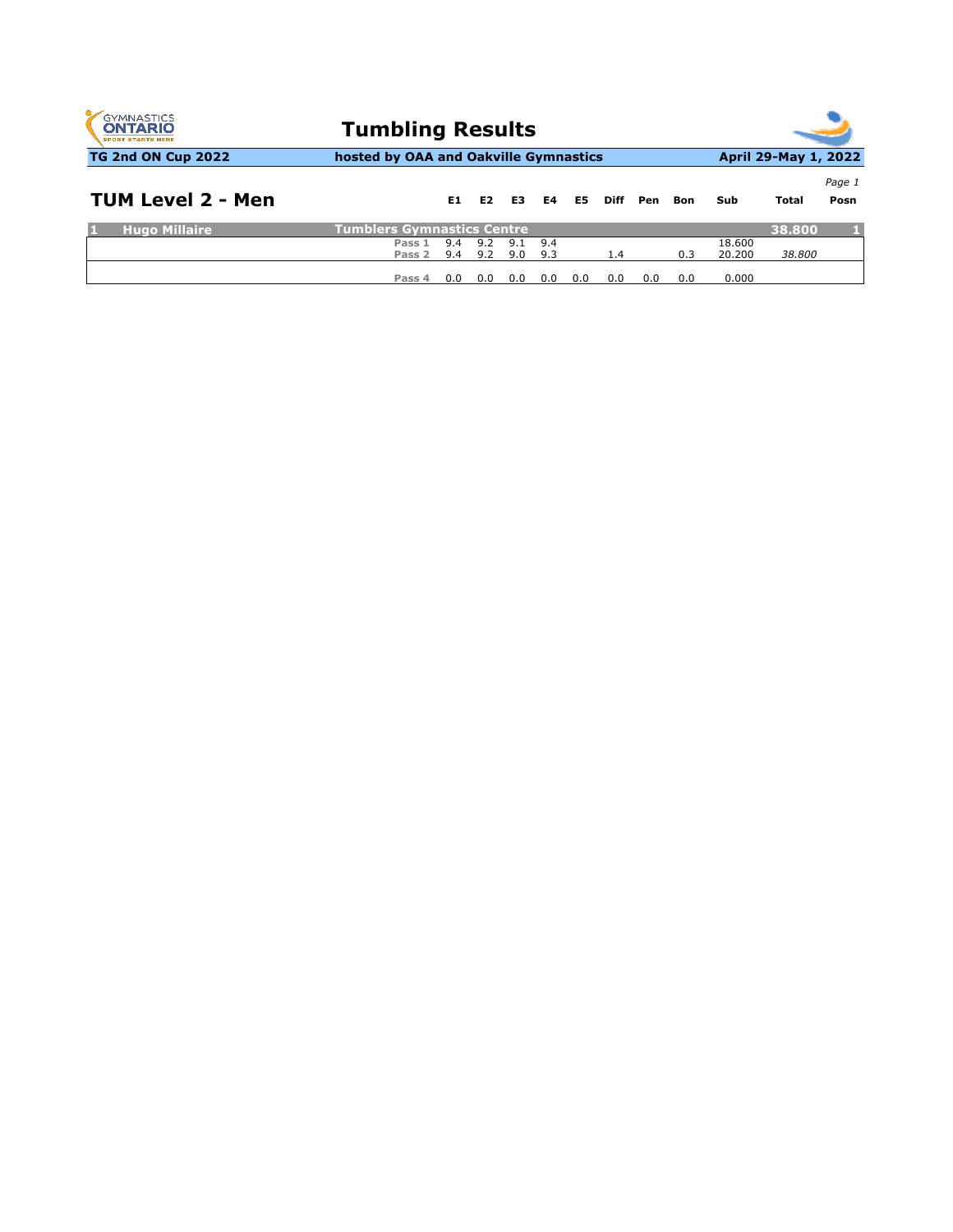# Tumbling Results

**TG 2nd ON Cup 2022** | **hosted by OAA and Oakville Gymnastics** | **April 29-May 1, 2022**

## TUM Level 2 - Men

| | | | E1 | E2 | E3 | E4 | E5 | Diff | Pen | Bon | Sub | Total | Posn |
|---|---|---|---|---|---|---|---|---|---|---|---|---|---|
| 1 | Hugo Millaire | Tumblers Gymnastics Centre | | | | | | | | | | 38.800 | 1 |
| | | Pass 1 | 9.4 | 9.2 | 9.1 | 9.4 | | | | | 18.600 | | |
| | | Pass 2 | 9.4 | 9.2 | 9.0 | 9.3 | | 1.4 | | 0.3 | 20.200 | *38.800* | |
| | | Pass 4 | 0.0 | 0.0 | 0.0 | 0.0 | 0.0 | 0.0 | 0.0 | 0.0 | 0.000 | | |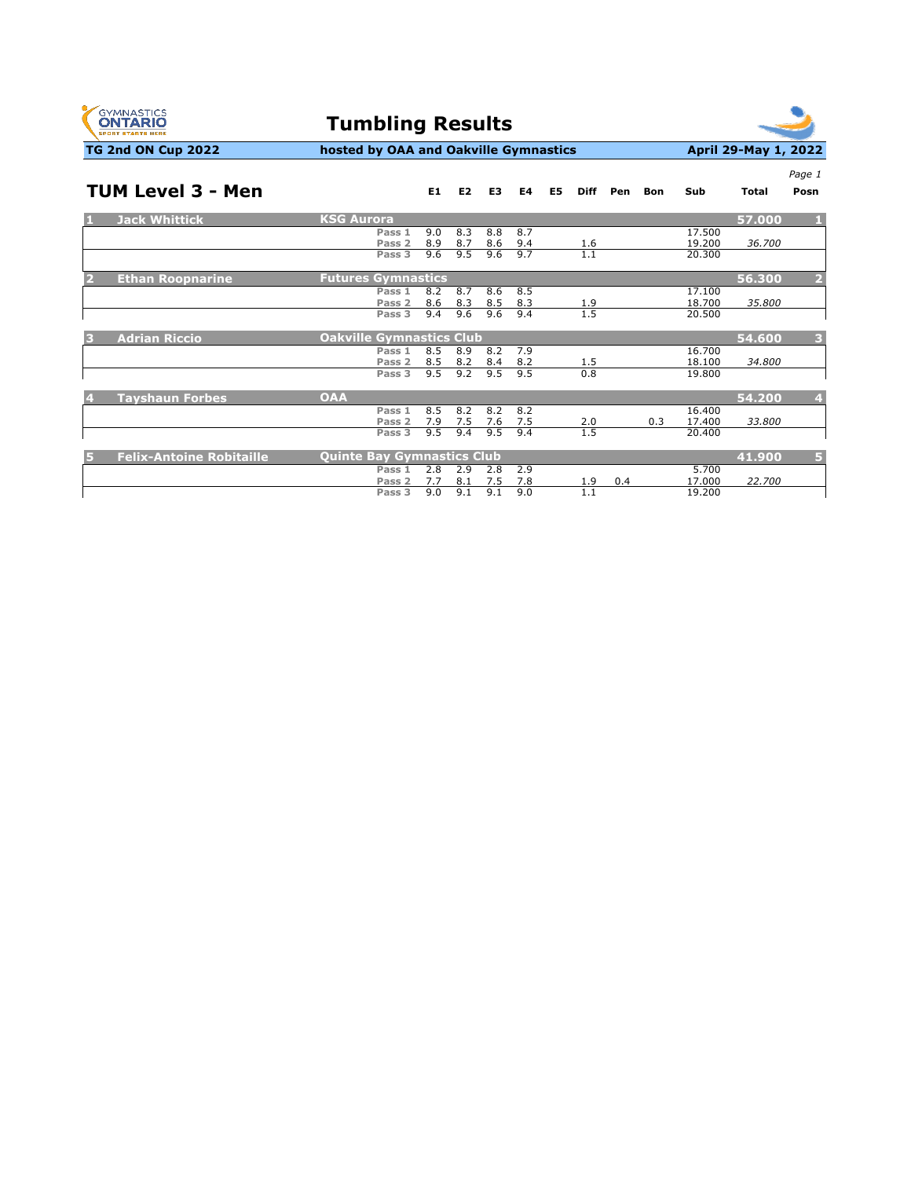# Tumbling Results

**TG 2nd ON Cup 2022** | **hosted by OAA and Oakville Gymnastics** | **April 29-May 1, 2022**

## TUM Level 3 - Men

| # | Name | Club | Pass | E1 | E2 | E3 | E4 | E5 | Diff | Pen | Bon | Sub | Total | Posn |
|---|---|---|---|---|---|---|---|---|---|---|---|---|---|---|
| 1 | Jack Whittick | KSG Aurora | | | | | | | | | | | 57.000 | 1 |
| | | | Pass 1 | 9.0 | 8.3 | 8.8 | 8.7 | | | | | 17.500 | | |
| | | | Pass 2 | 8.9 | 8.7 | 8.6 | 9.4 | | 1.6 | | | 19.200 | *36.700* | |
| | | | Pass 3 | 9.6 | 9.5 | 9.6 | 9.7 | | 1.1 | | | 20.300 | | |
| 2 | Ethan Roopnarine | Futures Gymnastics | | | | | | | | | | | 56.300 | 2 |
| | | | Pass 1 | 8.2 | 8.7 | 8.6 | 8.5 | | | | | 17.100 | | |
| | | | Pass 2 | 8.6 | 8.3 | 8.5 | 8.3 | | 1.9 | | | 18.700 | *35.800* | |
| | | | Pass 3 | 9.4 | 9.6 | 9.6 | 9.4 | | 1.5 | | | 20.500 | | |
| 3 | Adrian Riccio | Oakville Gymnastics Club | | | | | | | | | | | 54.600 | 3 |
| | | | Pass 1 | 8.5 | 8.9 | 8.2 | 7.9 | | | | | 16.700 | | |
| | | | Pass 2 | 8.5 | 8.2 | 8.4 | 8.2 | | 1.5 | | | 18.100 | *34.800* | |
| | | | Pass 3 | 9.5 | 9.2 | 9.5 | 9.5 | | 0.8 | | | 19.800 | | |
| 4 | Tayshaun Forbes | OAA | | | | | | | | | | | 54.200 | 4 |
| | | | Pass 1 | 8.5 | 8.2 | 8.2 | 8.2 | | | | | 16.400 | | |
| | | | Pass 2 | 7.9 | 7.5 | 7.6 | 7.5 | | 2.0 | | 0.3 | 17.400 | *33.800* | |
| | | | Pass 3 | 9.5 | 9.4 | 9.5 | 9.4 | | 1.5 | | | 20.400 | | |
| 5 | Felix-Antoine Robitaille | Quinte Bay Gymnastics Club | | | | | | | | | | | 41.900 | 5 |
| | | | Pass 1 | 2.8 | 2.9 | 2.8 | 2.9 | | | | | 5.700 | | |
| | | | Pass 2 | 7.7 | 8.1 | 7.5 | 7.8 | | 1.9 | 0.4 | | 17.000 | *22.700* | |
| | | | Pass 3 | 9.0 | 9.1 | 9.1 | 9.0 | | 1.1 | | | 19.200 | | |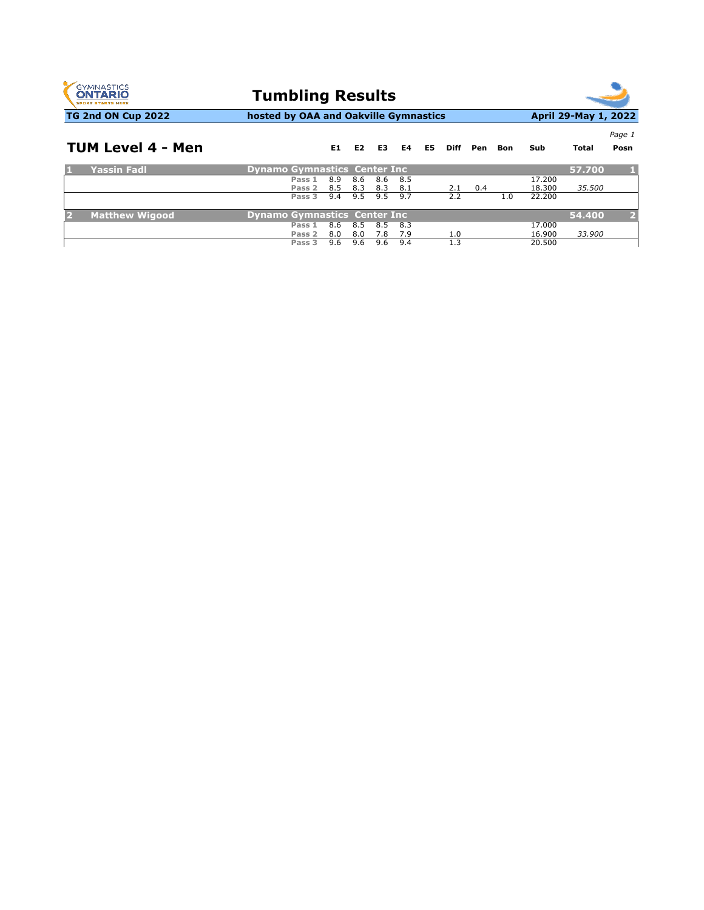# Tumbling Results

**TG 2nd ON Cup 2022** | **hosted by OAA and Oakville Gymnastics** | **April 29-May 1, 2022**

## TUM Level 4 - Men

| | Name | Club / Pass | E1 | E2 | E3 | E4 | E5 | Diff | Pen | Bon | Sub | Total | Posn |
|---|---|---|---|---|---|---|---|---|---|---|---|---|---|
| 1 | Yassin Fadl | Dynamo Gymnastics Center Inc | | | | | | | | | | 57.700 | 1 |
| | | Pass 1 | 8.9 | 8.6 | 8.6 | 8.5 | | | | | 17.200 | | |
| | | Pass 2 | 8.5 | 8.3 | 8.3 | 8.1 | | 2.1 | 0.4 | | 18.300 | *35.500* | |
| | | Pass 3 | 9.4 | 9.5 | 9.5 | 9.7 | | 2.2 | | 1.0 | 22.200 | | |
| 2 | Matthew Wigood | Dynamo Gymnastics Center Inc | | | | | | | | | | 54.400 | 2 |
| | | Pass 1 | 8.6 | 8.5 | 8.5 | 8.3 | | | | | 17.000 | | |
| | | Pass 2 | 8.0 | 8.0 | 7.8 | 7.9 | | 1.0 | | | 16.900 | *33.900* | |
| | | Pass 3 | 9.6 | 9.6 | 9.6 | 9.4 | | 1.3 | | | 20.500 | | |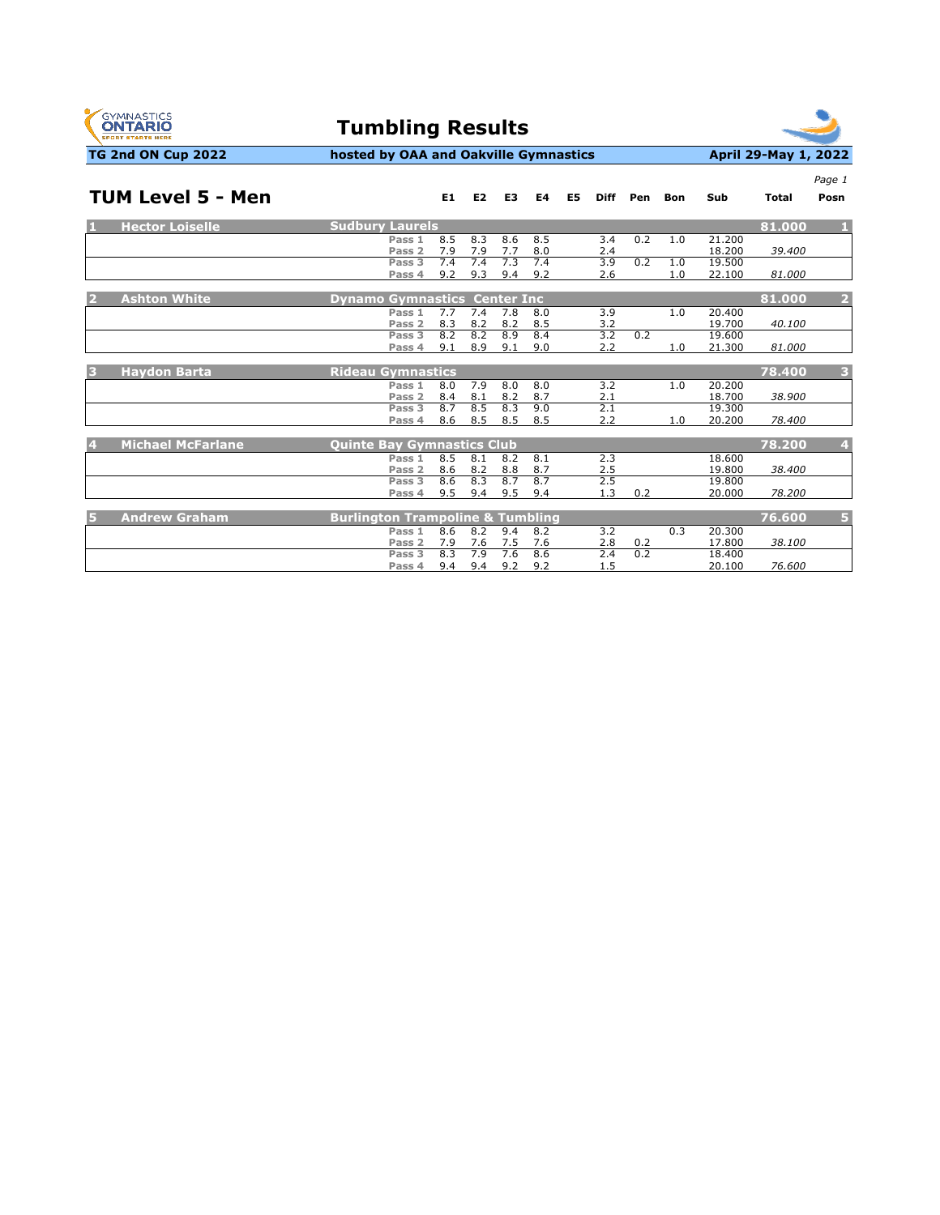# Tumbling Results

**TG 2nd ON Cup 2022** | **hosted by OAA and Oakville Gymnastics** | **April 29-May 1, 2022**

## TUM Level 5 - Men

| # | Name | Club | Pass | E1 | E2 | E3 | E4 | E5 | Diff | Pen | Bon | Sub | Total | Posn |
|---|---|---|---|---|---|---|---|---|---|---|---|---|---|---|
| 1 | Hector Loiselle | Sudbury Laurels | | | | | | | | | | | 81.000 | 1 |
| | | | Pass 1 | 8.5 | 8.3 | 8.6 | 8.5 | | 3.4 | 0.2 | 1.0 | 21.200 | | |
| | | | Pass 2 | 7.9 | 7.9 | 7.7 | 8.0 | | 2.4 | | | 18.200 | *39.400* | |
| | | | Pass 3 | 7.4 | 7.4 | 7.3 | 7.4 | | 3.9 | 0.2 | 1.0 | 19.500 | | |
| | | | Pass 4 | 9.2 | 9.3 | 9.4 | 9.2 | | 2.6 | | 1.0 | 22.100 | *81.000* | |
| 2 | Ashton White | Dynamo Gymnastics Center Inc | | | | | | | | | | | 81.000 | 2 |
| | | | Pass 1 | 7.7 | 7.4 | 7.8 | 8.0 | | 3.9 | | 1.0 | 20.400 | | |
| | | | Pass 2 | 8.3 | 8.2 | 8.2 | 8.5 | | 3.2 | | | 19.700 | *40.100* | |
| | | | Pass 3 | 8.2 | 8.2 | 8.9 | 8.4 | | 3.2 | 0.2 | | 19.600 | | |
| | | | Pass 4 | 9.1 | 8.9 | 9.1 | 9.0 | | 2.2 | | 1.0 | 21.300 | *81.000* | |
| 3 | Haydon Barta | Rideau Gymnastics | | | | | | | | | | | 78.400 | 3 |
| | | | Pass 1 | 8.0 | 7.9 | 8.0 | 8.0 | | 3.2 | | 1.0 | 20.200 | | |
| | | | Pass 2 | 8.4 | 8.1 | 8.2 | 8.7 | | 2.1 | | | 18.700 | *38.900* | |
| | | | Pass 3 | 8.7 | 8.5 | 8.3 | 9.0 | | 2.1 | | | 19.300 | | |
| | | | Pass 4 | 8.6 | 8.5 | 8.5 | 8.5 | | 2.2 | | 1.0 | 20.200 | *78.400* | |
| 4 | Michael McFarlane | Quinte Bay Gymnastics Club | | | | | | | | | | | 78.200 | 4 |
| | | | Pass 1 | 8.5 | 8.1 | 8.2 | 8.1 | | 2.3 | | | 18.600 | | |
| | | | Pass 2 | 8.6 | 8.2 | 8.8 | 8.7 | | 2.5 | | | 19.800 | *38.400* | |
| | | | Pass 3 | 8.6 | 8.3 | 8.7 | 8.7 | | 2.5 | | | 19.800 | | |
| | | | Pass 4 | 9.5 | 9.4 | 9.5 | 9.4 | | 1.3 | 0.2 | | 20.000 | *78.200* | |
| 5 | Andrew Graham | Burlington Trampoline & Tumbling | | | | | | | | | | | 76.600 | 5 |
| | | | Pass 1 | 8.6 | 8.2 | 9.4 | 8.2 | | 3.2 | | 0.3 | 20.300 | | |
| | | | Pass 2 | 7.9 | 7.6 | 7.5 | 7.6 | | 2.8 | 0.2 | | 17.800 | *38.100* | |
| | | | Pass 3 | 8.3 | 7.9 | 7.6 | 8.6 | | 2.4 | 0.2 | | 18.400 | | |
| | | | Pass 4 | 9.4 | 9.4 | 9.2 | 9.2 | | 1.5 | | | 20.100 | *76.600* | |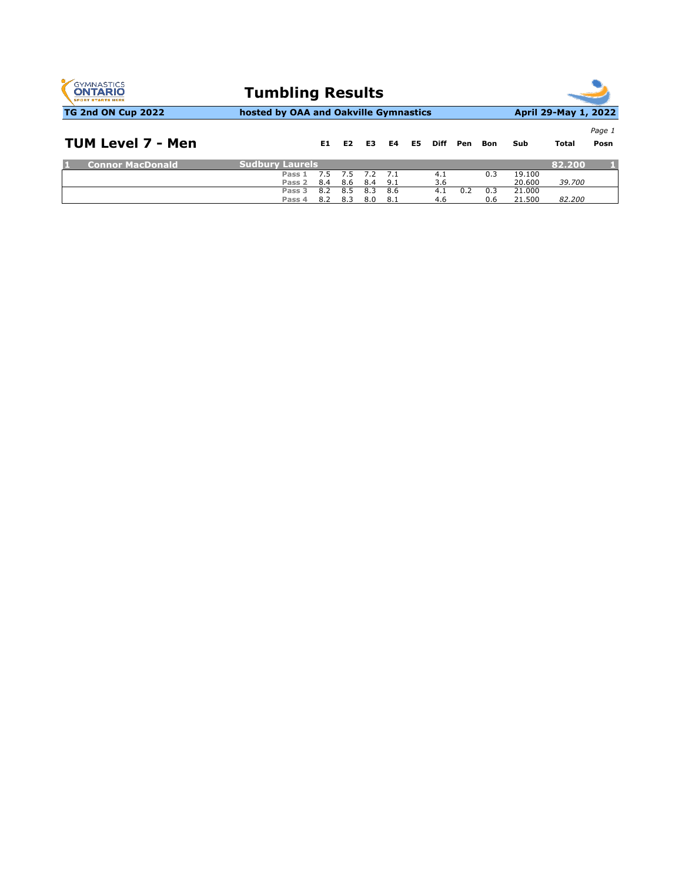# Tumbling Results

**TG 2nd ON Cup 2022** | **hosted by OAA and Oakville Gymnastics** | **April 29-May 1, 2022**

## TUM Level 7 - Men

| # | Name | Club | Pass | E1 | E2 | E3 | E4 | E5 | Diff | Pen | Bon | Sub | Total | Posn |
|---|---|---|---|---|---|---|---|---|---|---|---|---|---|---|
| 1 | Connor MacDonald | Sudbury Laurels | | | | | | | | | | | 82.200 | 1 |
| | | | Pass 1 | 7.5 | 7.5 | 7.2 | 7.1 | | 4.1 | | 0.3 | 19.100 | | |
| | | | Pass 2 | 8.4 | 8.6 | 8.4 | 9.1 | | 3.6 | | | 20.600 | *39.700* | |
| | | | Pass 3 | 8.2 | 8.5 | 8.3 | 8.6 | | 4.1 | 0.2 | 0.3 | 21.000 | | |
| | | | Pass 4 | 8.2 | 8.3 | 8.0 | 8.1 | | 4.6 | | 0.6 | 21.500 | *82.200* | |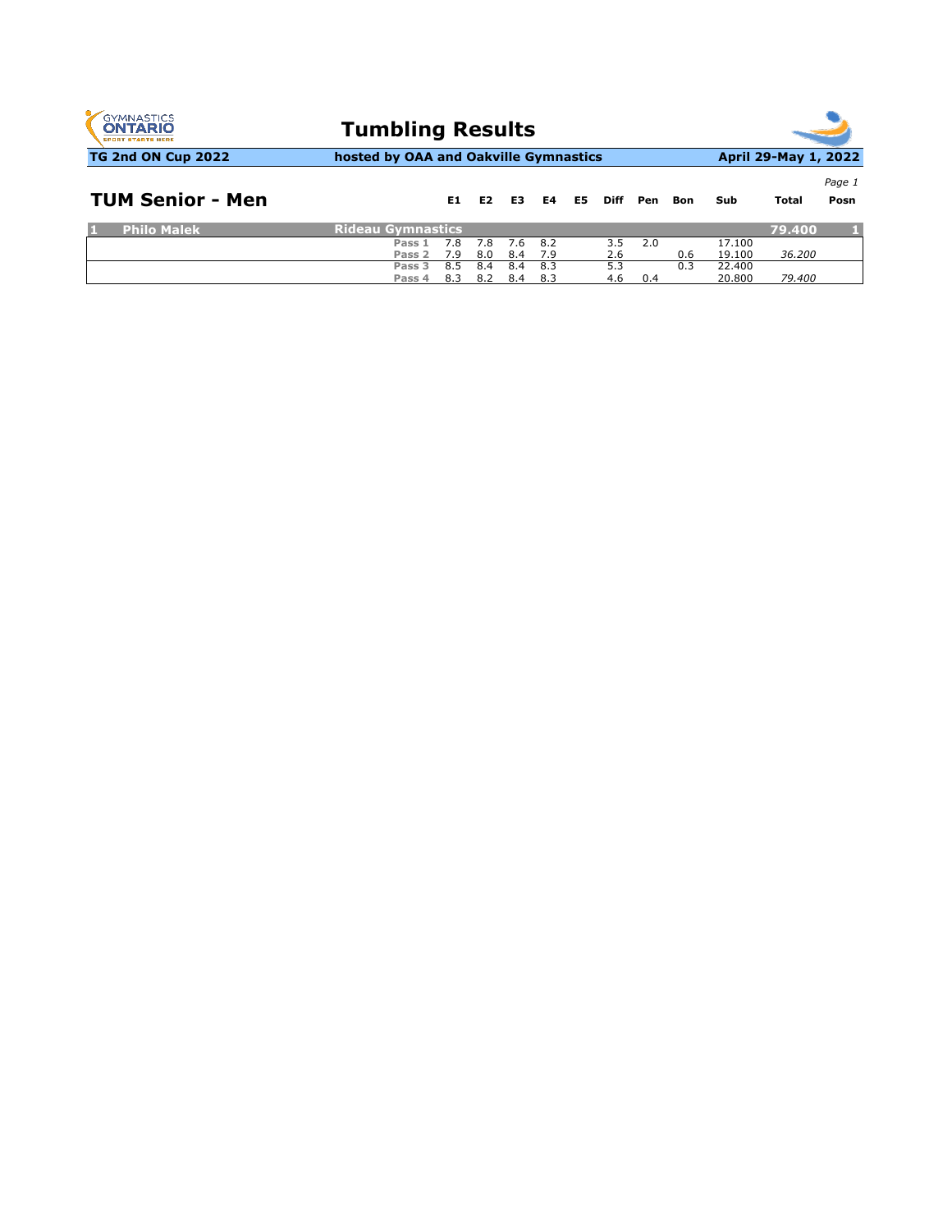# Tumbling Results

**TG 2nd ON Cup 2022** | **hosted by OAA and Oakville Gymnastics** | **April 29-May 1, 2022**

## TUM Senior - Men

| | | | E1 | E2 | E3 | E4 | E5 | Diff | Pen | Bon | Sub | Total | Posn |
|---|---|---|---|---|---|---|---|---|---|---|---|---|---|
| 1 | Philo Malek | Rideau Gymnastics | | | | | | | | | | 79.400 | 1 |
| | | Pass 1 | 7.8 | 7.8 | 7.6 | 8.2 | | 3.5 | 2.0 | | 17.100 | | |
| | | Pass 2 | 7.9 | 8.0 | 8.4 | 7.9 | | 2.6 | | 0.6 | 19.100 | *36.200* | |
| | | Pass 3 | 8.5 | 8.4 | 8.4 | 8.3 | | 5.3 | | 0.3 | 22.400 | | |
| | | Pass 4 | 8.3 | 8.2 | 8.4 | 8.3 | | 4.6 | 0.4 | | 20.800 | *79.400* | |